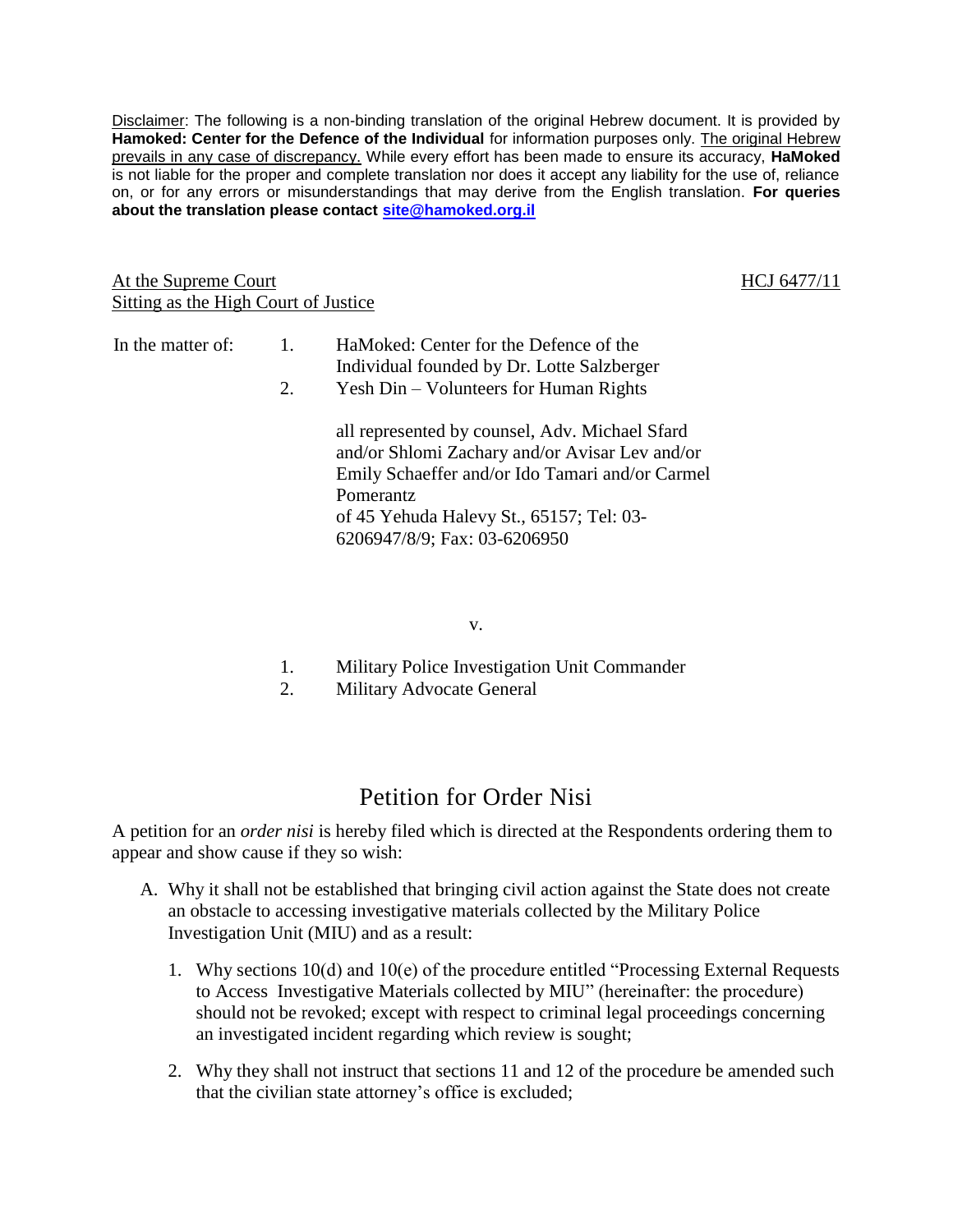Disclaimer: The following is a non-binding translation of the original Hebrew document. It is provided by **Hamoked: Center for the Defence of the Individual** for information purposes only. The original Hebrew prevails in any case of discrepancy. While every effort has been made to ensure its accuracy, **HaMoked** is not liable for the proper and complete translation nor does it accept any liability for the use of, reliance on, or for any errors or misunderstandings that may derive from the English translation. **For queries about the translation please contact site@hamoked.org.il**

At the Supreme Court
Sitting as the High Court of Justice

HCJ 6477/11

In the matter of:

1. HaMoked: Center for the Defence of the Individual founded by Dr. Lotte Salzberger
2. Yesh Din – Volunteers for Human Rights

all represented by counsel, Adv. Michael Sfard and/or Shlomi Zachary and/or Avisar Lev and/or Emily Schaeffer and/or Ido Tamari and/or Carmel Pomerantz
of 45 Yehuda Halevy St., 65157; Tel: 03-6206947/8/9; Fax: 03-6206950

v.

1. Military Police Investigation Unit Commander
2. Military Advocate General

# Petition for Order Nisi

A petition for an *order nisi* is hereby filed which is directed at the Respondents ordering them to appear and show cause if they so wish:

A. Why it shall not be established that bringing civil action against the State does not create an obstacle to accessing investigative materials collected by the Military Police Investigation Unit (MIU) and as a result:

   1. Why sections 10(d) and 10(e) of the procedure entitled "Processing External Requests to Access Investigative Materials collected by MIU" (hereinafter: the procedure) should not be revoked; except with respect to criminal legal proceedings concerning an investigated incident regarding which review is sought;

   2. Why they shall not instruct that sections 11 and 12 of the procedure be amended such that the civilian state attorney's office is excluded;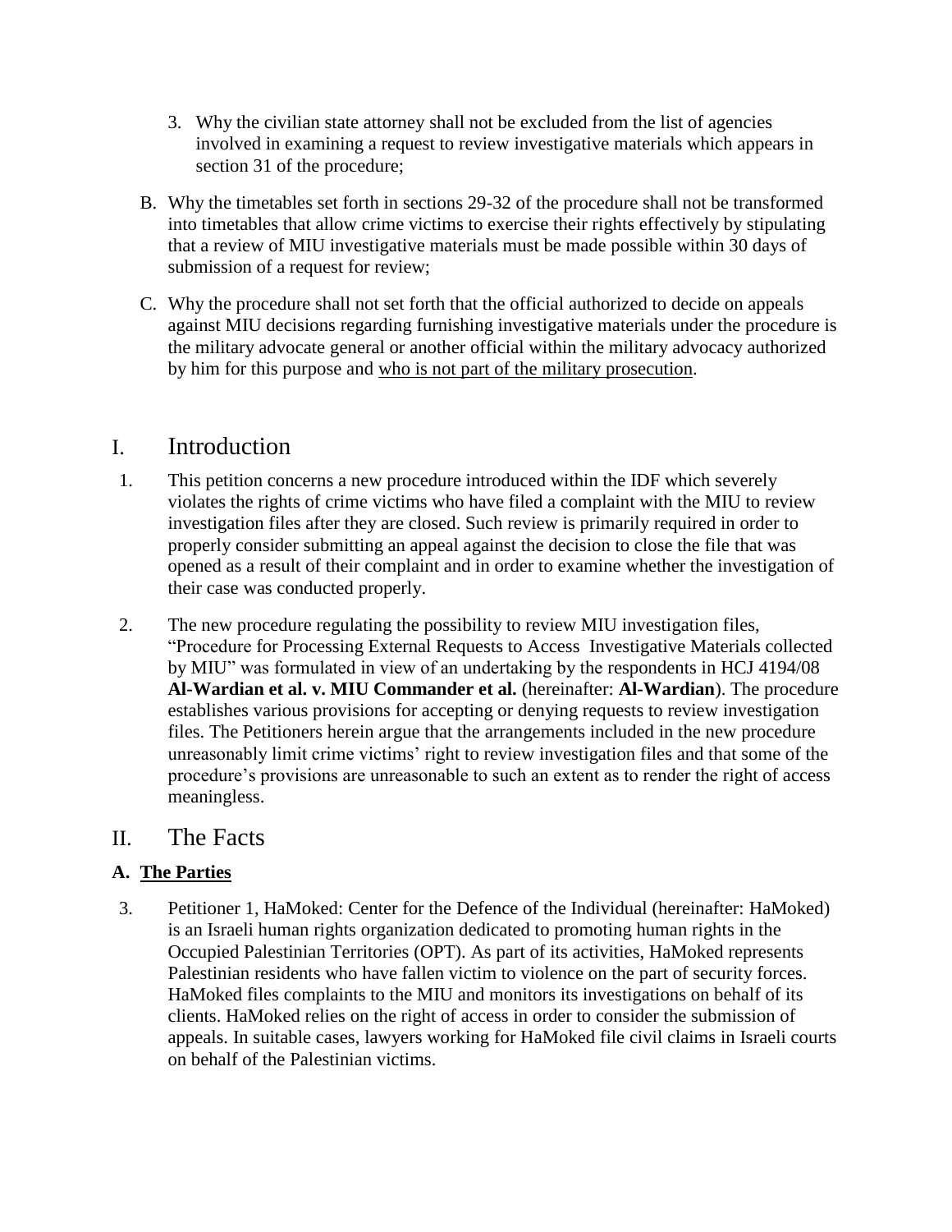3. Why the civilian state attorney shall not be excluded from the list of agencies involved in examining a request to review investigative materials which appears in section 31 of the procedure;

B. Why the timetables set forth in sections 29-32 of the procedure shall not be transformed into timetables that allow crime victims to exercise their rights effectively by stipulating that a review of MIU investigative materials must be made possible within 30 days of submission of a request for review;

C. Why the procedure shall not set forth that the official authorized to decide on appeals against MIU decisions regarding furnishing investigative materials under the procedure is the military advocate general or another official within the military advocacy authorized by him for this purpose and <u>who is not part of the military prosecution</u>.

# I. Introduction

1. This petition concerns a new procedure introduced within the IDF which severely violates the rights of crime victims who have filed a complaint with the MIU to review investigation files after they are closed. Such review is primarily required in order to properly consider submitting an appeal against the decision to close the file that was opened as a result of their complaint and in order to examine whether the investigation of their case was conducted properly.

2. The new procedure regulating the possibility to review MIU investigation files, "Procedure for Processing External Requests to Access Investigative Materials collected by MIU" was formulated in view of an undertaking by the respondents in HCJ 4194/08 **Al-Wardian et al. v. MIU Commander et al.** (hereinafter: **Al-Wardian**). The procedure establishes various provisions for accepting or denying requests to review investigation files. The Petitioners herein argue that the arrangements included in the new procedure unreasonably limit crime victims' right to review investigation files and that some of the procedure's provisions are unreasonable to such an extent as to render the right of access meaningless.

# II. The Facts

### A. <u>The Parties</u>

3. Petitioner 1, HaMoked: Center for the Defence of the Individual (hereinafter: HaMoked) is an Israeli human rights organization dedicated to promoting human rights in the Occupied Palestinian Territories (OPT). As part of its activities, HaMoked represents Palestinian residents who have fallen victim to violence on the part of security forces. HaMoked files complaints to the MIU and monitors its investigations on behalf of its clients. HaMoked relies on the right of access in order to consider the submission of appeals. In suitable cases, lawyers working for HaMoked file civil claims in Israeli courts on behalf of the Palestinian victims.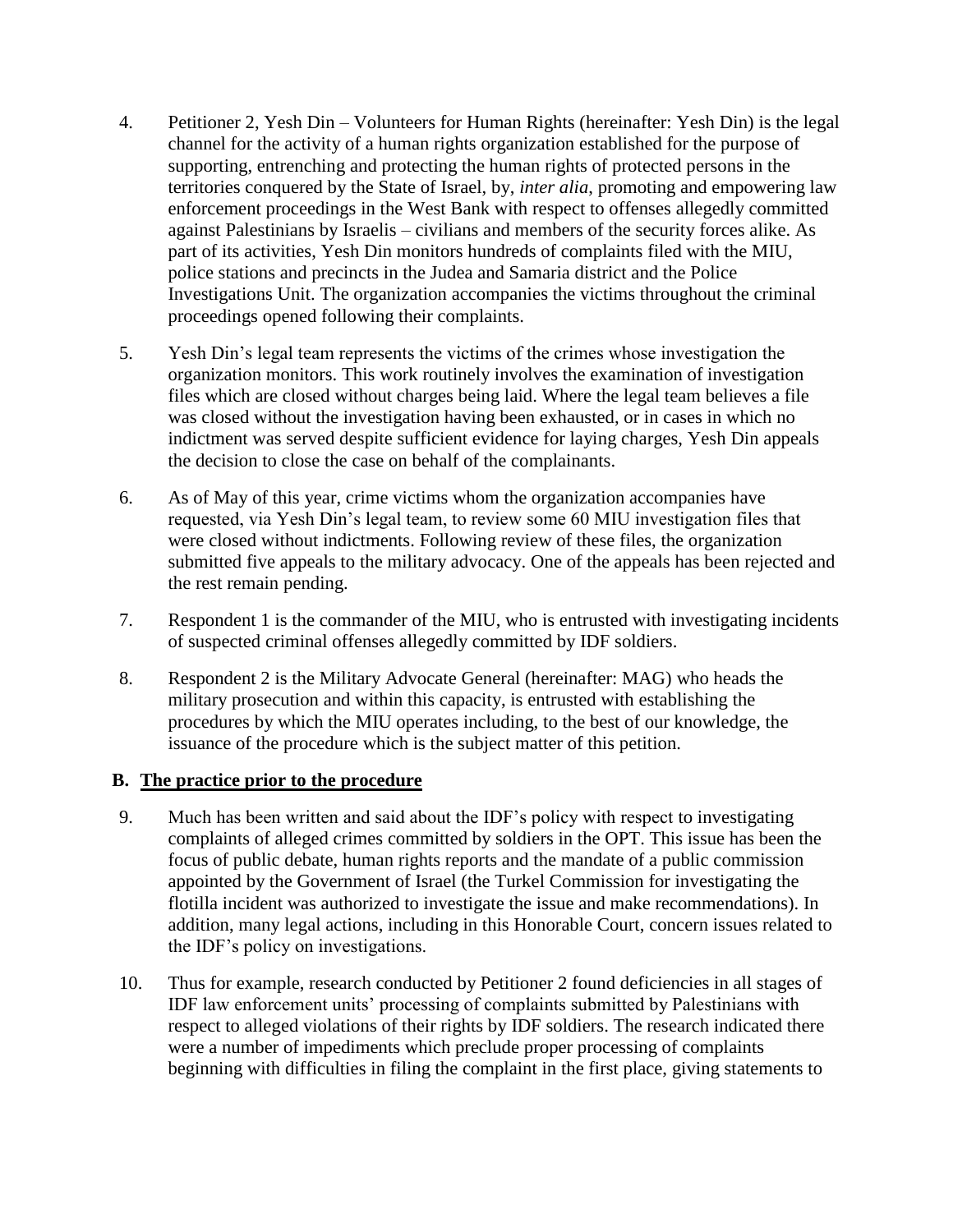4. Petitioner 2, Yesh Din – Volunteers for Human Rights (hereinafter: Yesh Din) is the legal channel for the activity of a human rights organization established for the purpose of supporting, entrenching and protecting the human rights of protected persons in the territories conquered by the State of Israel, by, *inter alia*, promoting and empowering law enforcement proceedings in the West Bank with respect to offenses allegedly committed against Palestinians by Israelis – civilians and members of the security forces alike. As part of its activities, Yesh Din monitors hundreds of complaints filed with the MIU, police stations and precincts in the Judea and Samaria district and the Police Investigations Unit. The organization accompanies the victims throughout the criminal proceedings opened following their complaints.

5. Yesh Din's legal team represents the victims of the crimes whose investigation the organization monitors. This work routinely involves the examination of investigation files which are closed without charges being laid. Where the legal team believes a file was closed without the investigation having been exhausted, or in cases in which no indictment was served despite sufficient evidence for laying charges, Yesh Din appeals the decision to close the case on behalf of the complainants.

6. As of May of this year, crime victims whom the organization accompanies have requested, via Yesh Din's legal team, to review some 60 MIU investigation files that were closed without indictments. Following review of these files, the organization submitted five appeals to the military advocacy. One of the appeals has been rejected and the rest remain pending.

7. Respondent 1 is the commander of the MIU, who is entrusted with investigating incidents of suspected criminal offenses allegedly committed by IDF soldiers.

8. Respondent 2 is the Military Advocate General (hereinafter: MAG) who heads the military prosecution and within this capacity, is entrusted with establishing the procedures by which the MIU operates including, to the best of our knowledge, the issuance of the procedure which is the subject matter of this petition.

## B. <u>The practice prior to the procedure</u>

9. Much has been written and said about the IDF's policy with respect to investigating complaints of alleged crimes committed by soldiers in the OPT. This issue has been the focus of public debate, human rights reports and the mandate of a public commission appointed by the Government of Israel (the Turkel Commission for investigating the flotilla incident was authorized to investigate the issue and make recommendations). In addition, many legal actions, including in this Honorable Court, concern issues related to the IDF's policy on investigations.

10. Thus for example, research conducted by Petitioner 2 found deficiencies in all stages of IDF law enforcement units' processing of complaints submitted by Palestinians with respect to alleged violations of their rights by IDF soldiers. The research indicated there were a number of impediments which preclude proper processing of complaints beginning with difficulties in filing the complaint in the first place, giving statements to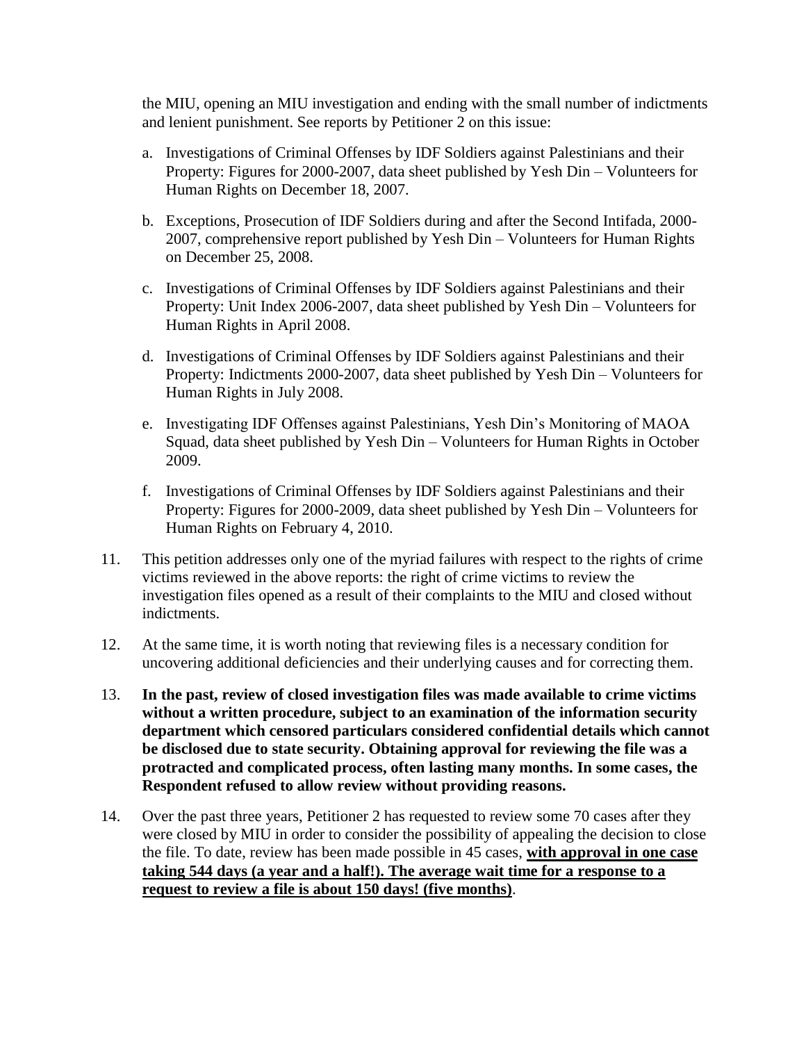the MIU, opening an MIU investigation and ending with the small number of indictments and lenient punishment. See reports by Petitioner 2 on this issue:

a. Investigations of Criminal Offenses by IDF Soldiers against Palestinians and their Property: Figures for 2000-2007, data sheet published by Yesh Din – Volunteers for Human Rights on December 18, 2007.

b. Exceptions, Prosecution of IDF Soldiers during and after the Second Intifada, 2000-2007, comprehensive report published by Yesh Din – Volunteers for Human Rights on December 25, 2008.

c. Investigations of Criminal Offenses by IDF Soldiers against Palestinians and their Property: Unit Index 2006-2007, data sheet published by Yesh Din – Volunteers for Human Rights in April 2008.

d. Investigations of Criminal Offenses by IDF Soldiers against Palestinians and their Property: Indictments 2000-2007, data sheet published by Yesh Din – Volunteers for Human Rights in July 2008.

e. Investigating IDF Offenses against Palestinians, Yesh Din's Monitoring of MAOA Squad, data sheet published by Yesh Din – Volunteers for Human Rights in October 2009.

f. Investigations of Criminal Offenses by IDF Soldiers against Palestinians and their Property: Figures for 2000-2009, data sheet published by Yesh Din – Volunteers for Human Rights on February 4, 2010.

11. This petition addresses only one of the myriad failures with respect to the rights of crime victims reviewed in the above reports: the right of crime victims to review the investigation files opened as a result of their complaints to the MIU and closed without indictments.

12. At the same time, it is worth noting that reviewing files is a necessary condition for uncovering additional deficiencies and their underlying causes and for correcting them.

13. **In the past, review of closed investigation files was made available to crime victims without a written procedure, subject to an examination of the information security department which censored particulars considered confidential details which cannot be disclosed due to state security. Obtaining approval for reviewing the file was a protracted and complicated process, often lasting many months. In some cases, the Respondent refused to allow review without providing reasons.**

14. Over the past three years, Petitioner 2 has requested to review some 70 cases after they were closed by MIU in order to consider the possibility of appealing the decision to close the file. To date, review has been made possible in 45 cases, **with approval in one case taking 544 days (a year and a half!). The average wait time for a response to a request to review a file is about 150 days! (five months)**.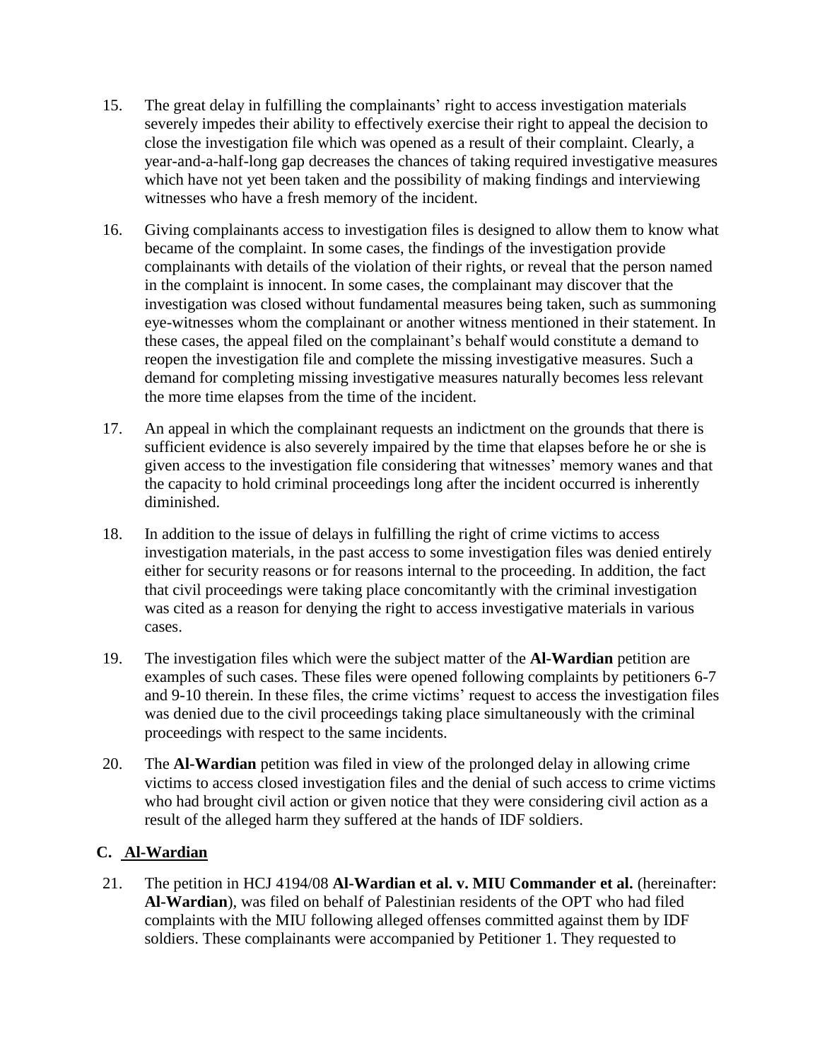15. The great delay in fulfilling the complainants' right to access investigation materials severely impedes their ability to effectively exercise their right to appeal the decision to close the investigation file which was opened as a result of their complaint. Clearly, a year-and-a-half-long gap decreases the chances of taking required investigative measures which have not yet been taken and the possibility of making findings and interviewing witnesses who have a fresh memory of the incident.

16. Giving complainants access to investigation files is designed to allow them to know what became of the complaint. In some cases, the findings of the investigation provide complainants with details of the violation of their rights, or reveal that the person named in the complaint is innocent. In some cases, the complainant may discover that the investigation was closed without fundamental measures being taken, such as summoning eye-witnesses whom the complainant or another witness mentioned in their statement. In these cases, the appeal filed on the complainant's behalf would constitute a demand to reopen the investigation file and complete the missing investigative measures. Such a demand for completing missing investigative measures naturally becomes less relevant the more time elapses from the time of the incident.

17. An appeal in which the complainant requests an indictment on the grounds that there is sufficient evidence is also severely impaired by the time that elapses before he or she is given access to the investigation file considering that witnesses' memory wanes and that the capacity to hold criminal proceedings long after the incident occurred is inherently diminished.

18. In addition to the issue of delays in fulfilling the right of crime victims to access investigation materials, in the past access to some investigation files was denied entirely either for security reasons or for reasons internal to the proceeding. In addition, the fact that civil proceedings were taking place concomitantly with the criminal investigation was cited as a reason for denying the right to access investigative materials in various cases.

19. The investigation files which were the subject matter of the **Al-Wardian** petition are examples of such cases. These files were opened following complaints by petitioners 6-7 and 9-10 therein. In these files, the crime victims' request to access the investigation files was denied due to the civil proceedings taking place simultaneously with the criminal proceedings with respect to the same incidents.

20. The **Al-Wardian** petition was filed in view of the prolonged delay in allowing crime victims to access closed investigation files and the denial of such access to crime victims who had brought civil action or given notice that they were considering civil action as a result of the alleged harm they suffered at the hands of IDF soldiers.

## C. Al-Wardian

21. The petition in HCJ 4194/08 **Al-Wardian et al. v. MIU Commander et al.** (hereinafter: **Al-Wardian**), was filed on behalf of Palestinian residents of the OPT who had filed complaints with the MIU following alleged offenses committed against them by IDF soldiers. These complainants were accompanied by Petitioner 1. They requested to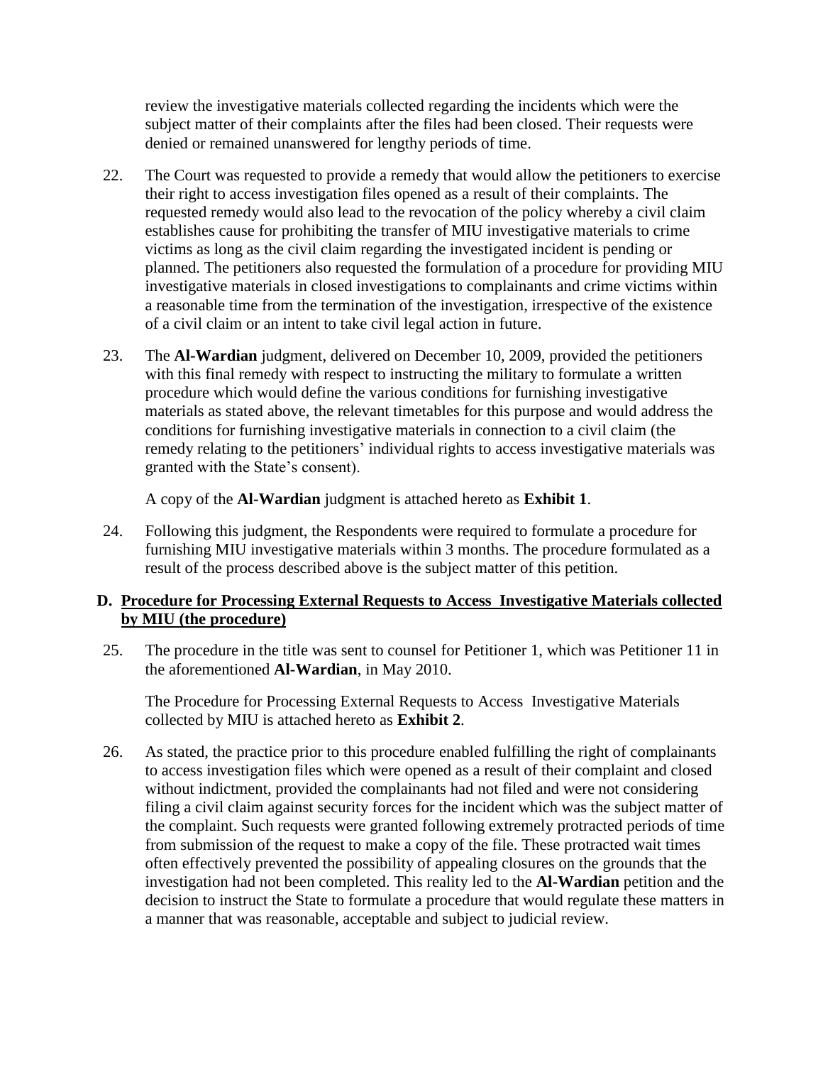review the investigative materials collected regarding the incidents which were the subject matter of their complaints after the files had been closed. Their requests were denied or remained unanswered for lengthy periods of time.

22. The Court was requested to provide a remedy that would allow the petitioners to exercise their right to access investigation files opened as a result of their complaints. The requested remedy would also lead to the revocation of the policy whereby a civil claim establishes cause for prohibiting the transfer of MIU investigative materials to crime victims as long as the civil claim regarding the investigated incident is pending or planned. The petitioners also requested the formulation of a procedure for providing MIU investigative materials in closed investigations to complainants and crime victims within a reasonable time from the termination of the investigation, irrespective of the existence of a civil claim or an intent to take civil legal action in future.

23. The **Al-Wardian** judgment, delivered on December 10, 2009, provided the petitioners with this final remedy with respect to instructing the military to formulate a written procedure which would define the various conditions for furnishing investigative materials as stated above, the relevant timetables for this purpose and would address the conditions for furnishing investigative materials in connection to a civil claim (the remedy relating to the petitioners' individual rights to access investigative materials was granted with the State's consent).

    A copy of the **Al-Wardian** judgment is attached hereto as **Exhibit 1**.

24. Following this judgment, the Respondents were required to formulate a procedure for furnishing MIU investigative materials within 3 months. The procedure formulated as a result of the process described above is the subject matter of this petition.

## D. Procedure for Processing External Requests to Access Investigative Materials collected by MIU (the procedure)

25. The procedure in the title was sent to counsel for Petitioner 1, which was Petitioner 11 in the aforementioned **Al-Wardian**, in May 2010.

    The Procedure for Processing External Requests to Access Investigative Materials collected by MIU is attached hereto as **Exhibit 2**.

26. As stated, the practice prior to this procedure enabled fulfilling the right of complainants to access investigation files which were opened as a result of their complaint and closed without indictment, provided the complainants had not filed and were not considering filing a civil claim against security forces for the incident which was the subject matter of the complaint. Such requests were granted following extremely protracted periods of time from submission of the request to make a copy of the file. These protracted wait times often effectively prevented the possibility of appealing closures on the grounds that the investigation had not been completed. This reality led to the **Al-Wardian** petition and the decision to instruct the State to formulate a procedure that would regulate these matters in a manner that was reasonable, acceptable and subject to judicial review.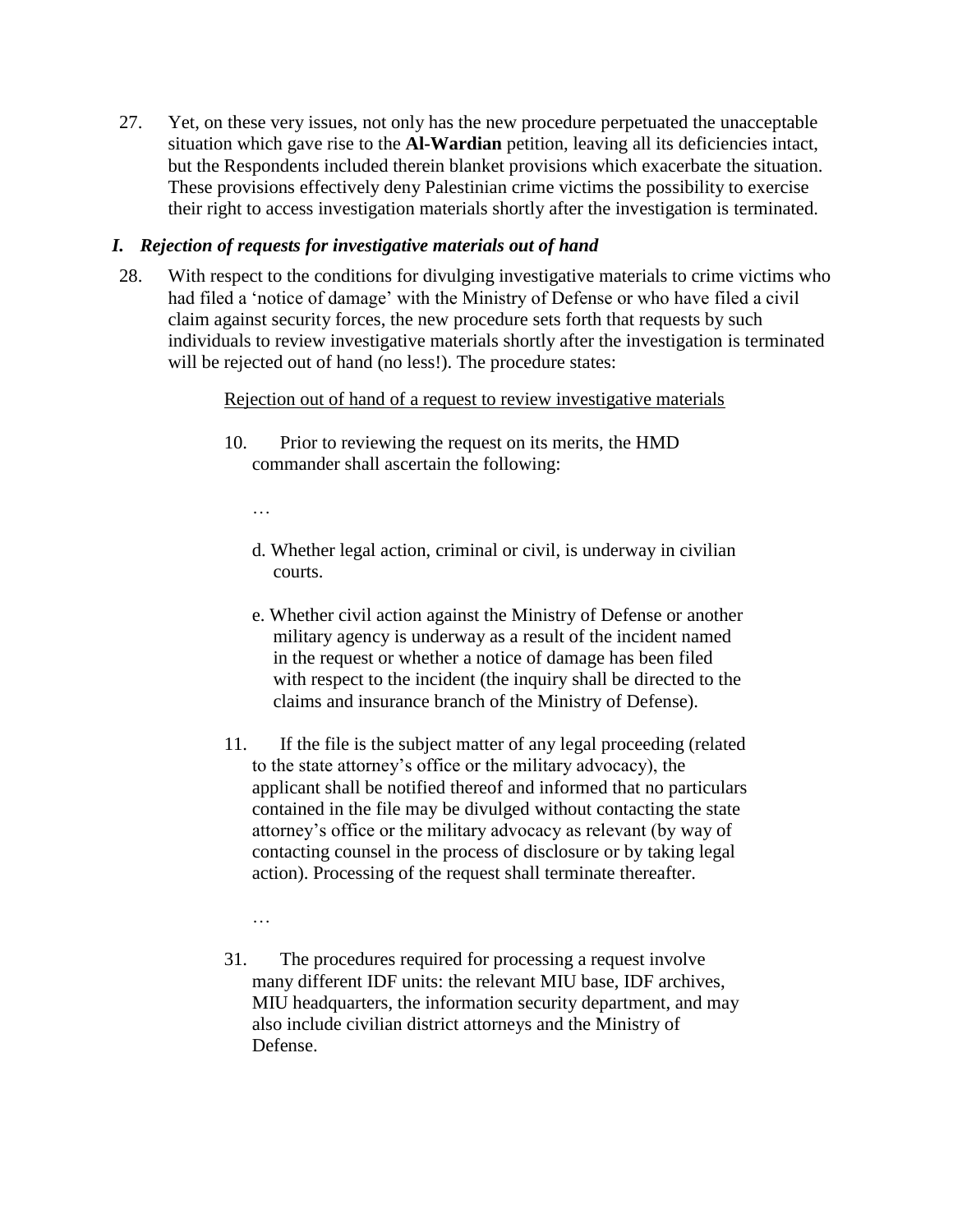27. Yet, on these very issues, not only has the new procedure perpetuated the unacceptable situation which gave rise to the **Al-Wardian** petition, leaving all its deficiencies intact, but the Respondents included therein blanket provisions which exacerbate the situation. These provisions effectively deny Palestinian crime victims the possibility to exercise their right to access investigation materials shortly after the investigation is terminated.

### *I. Rejection of requests for investigative materials out of hand*

28. With respect to the conditions for divulging investigative materials to crime victims who had filed a 'notice of damage' with the Ministry of Defense or who have filed a civil claim against security forces, the new procedure sets forth that requests by such individuals to review investigative materials shortly after the investigation is terminated will be rejected out of hand (no less!). The procedure states:

> <u>Rejection out of hand of a request to review investigative materials</u>
>
> 10. Prior to reviewing the request on its merits, the HMD commander shall ascertain the following:
>
> …
>
> d. Whether legal action, criminal or civil, is underway in civilian courts.
>
> e. Whether civil action against the Ministry of Defense or another military agency is underway as a result of the incident named in the request or whether a notice of damage has been filed with respect to the incident (the inquiry shall be directed to the claims and insurance branch of the Ministry of Defense).
>
> 11. If the file is the subject matter of any legal proceeding (related to the state attorney's office or the military advocacy), the applicant shall be notified thereof and informed that no particulars contained in the file may be divulged without contacting the state attorney's office or the military advocacy as relevant (by way of contacting counsel in the process of disclosure or by taking legal action). Processing of the request shall terminate thereafter.
>
> …
>
> 31. The procedures required for processing a request involve many different IDF units: the relevant MIU base, IDF archives, MIU headquarters, the information security department, and may also include civilian district attorneys and the Ministry of Defense.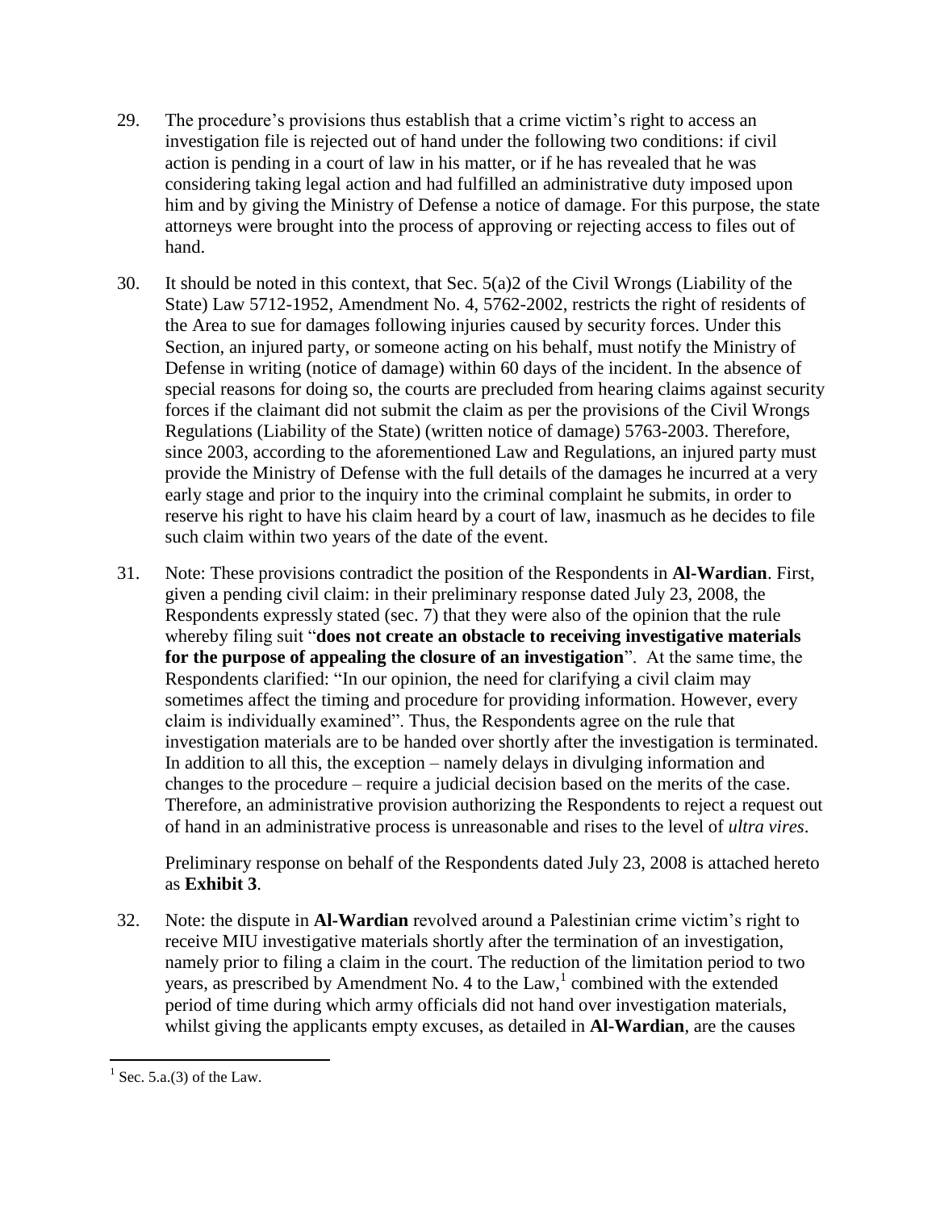29. The procedure's provisions thus establish that a crime victim's right to access an investigation file is rejected out of hand under the following two conditions: if civil action is pending in a court of law in his matter, or if he has revealed that he was considering taking legal action and had fulfilled an administrative duty imposed upon him and by giving the Ministry of Defense a notice of damage. For this purpose, the state attorneys were brought into the process of approving or rejecting access to files out of hand.

30. It should be noted in this context, that Sec. 5(a)2 of the Civil Wrongs (Liability of the State) Law 5712-1952, Amendment No. 4, 5762-2002, restricts the right of residents of the Area to sue for damages following injuries caused by security forces. Under this Section, an injured party, or someone acting on his behalf, must notify the Ministry of Defense in writing (notice of damage) within 60 days of the incident. In the absence of special reasons for doing so, the courts are precluded from hearing claims against security forces if the claimant did not submit the claim as per the provisions of the Civil Wrongs Regulations (Liability of the State) (written notice of damage) 5763-2003. Therefore, since 2003, according to the aforementioned Law and Regulations, an injured party must provide the Ministry of Defense with the full details of the damages he incurred at a very early stage and prior to the inquiry into the criminal complaint he submits, in order to reserve his right to have his claim heard by a court of law, inasmuch as he decides to file such claim within two years of the date of the event.

31. Note: These provisions contradict the position of the Respondents in **Al-Wardian**. First, given a pending civil claim: in their preliminary response dated July 23, 2008, the Respondents expressly stated (sec. 7) that they were also of the opinion that the rule whereby filing suit "**does not create an obstacle to receiving investigative materials for the purpose of appealing the closure of an investigation**". At the same time, the Respondents clarified: "In our opinion, the need for clarifying a civil claim may sometimes affect the timing and procedure for providing information. However, every claim is individually examined". Thus, the Respondents agree on the rule that investigation materials are to be handed over shortly after the investigation is terminated. In addition to all this, the exception – namely delays in divulging information and changes to the procedure – require a judicial decision based on the merits of the case. Therefore, an administrative provision authorizing the Respondents to reject a request out of hand in an administrative process is unreasonable and rises to the level of *ultra vires*.

    Preliminary response on behalf of the Respondents dated July 23, 2008 is attached hereto as **Exhibit 3**.

32. Note: the dispute in **Al-Wardian** revolved around a Palestinian crime victim's right to receive MIU investigative materials shortly after the termination of an investigation, namely prior to filing a claim in the court. The reduction of the limitation period to two years, as prescribed by Amendment No. 4 to the Law,[1] combined with the extended period of time during which army officials did not hand over investigation materials, whilst giving the applicants empty excuses, as detailed in **Al-Wardian**, are the causes

[1] Sec. 5.a.(3) of the Law.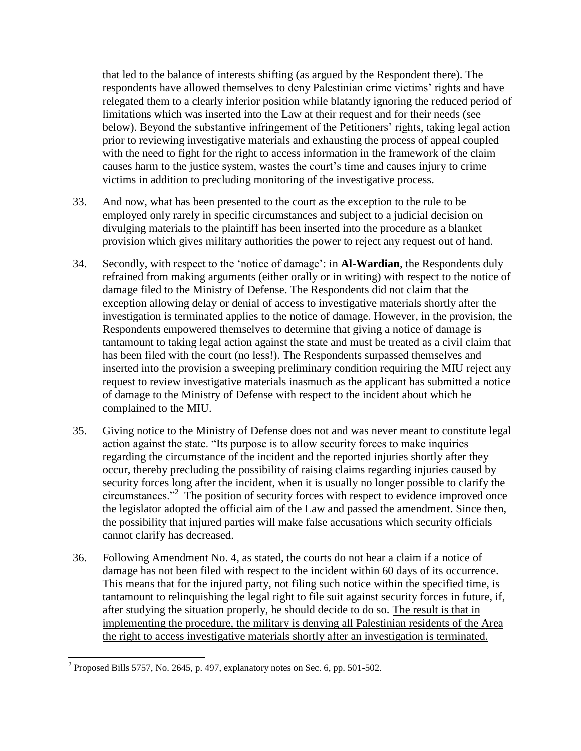that led to the balance of interests shifting (as argued by the Respondent there). The respondents have allowed themselves to deny Palestinian crime victims' rights and have relegated them to a clearly inferior position while blatantly ignoring the reduced period of limitations which was inserted into the Law at their request and for their needs (see below). Beyond the substantive infringement of the Petitioners' rights, taking legal action prior to reviewing investigative materials and exhausting the process of appeal coupled with the need to fight for the right to access information in the framework of the claim causes harm to the justice system, wastes the court's time and causes injury to crime victims in addition to precluding monitoring of the investigative process.

33. And now, what has been presented to the court as the exception to the rule to be employed only rarely in specific circumstances and subject to a judicial decision on divulging materials to the plaintiff has been inserted into the procedure as a blanket provision which gives military authorities the power to reject any request out of hand.

34. <u>Secondly, with respect to the 'notice of damage'</u>: in **Al-Wardian**, the Respondents duly refrained from making arguments (either orally or in writing) with respect to the notice of damage filed to the Ministry of Defense. The Respondents did not claim that the exception allowing delay or denial of access to investigative materials shortly after the investigation is terminated applies to the notice of damage. However, in the provision, the Respondents empowered themselves to determine that giving a notice of damage is tantamount to taking legal action against the state and must be treated as a civil claim that has been filed with the court (no less!). The Respondents surpassed themselves and inserted into the provision a sweeping preliminary condition requiring the MIU reject any request to review investigative materials inasmuch as the applicant has submitted a notice of damage to the Ministry of Defense with respect to the incident about which he complained to the MIU.

35. Giving notice to the Ministry of Defense does not and was never meant to constitute legal action against the state. "Its purpose is to allow security forces to make inquiries regarding the circumstance of the incident and the reported injuries shortly after they occur, thereby precluding the possibility of raising claims regarding injuries caused by security forces long after the incident, when it is usually no longer possible to clarify the circumstances."[2] The position of security forces with respect to evidence improved once the legislator adopted the official aim of the Law and passed the amendment. Since then, the possibility that injured parties will make false accusations which security officials cannot clarify has decreased.

36. Following Amendment No. 4, as stated, the courts do not hear a claim if a notice of damage has not been filed with respect to the incident within 60 days of its occurrence. This means that for the injured party, not filing such notice within the specified time, is tantamount to relinquishing the legal right to file suit against security forces in future, if, after studying the situation properly, he should decide to do so. <u>The result is that in implementing the procedure, the military is denying all Palestinian residents of the Area the right to access investigative materials shortly after an investigation is terminated.</u>

[2] Proposed Bills 5757, No. 2645, p. 497, explanatory notes on Sec. 6, pp. 501-502.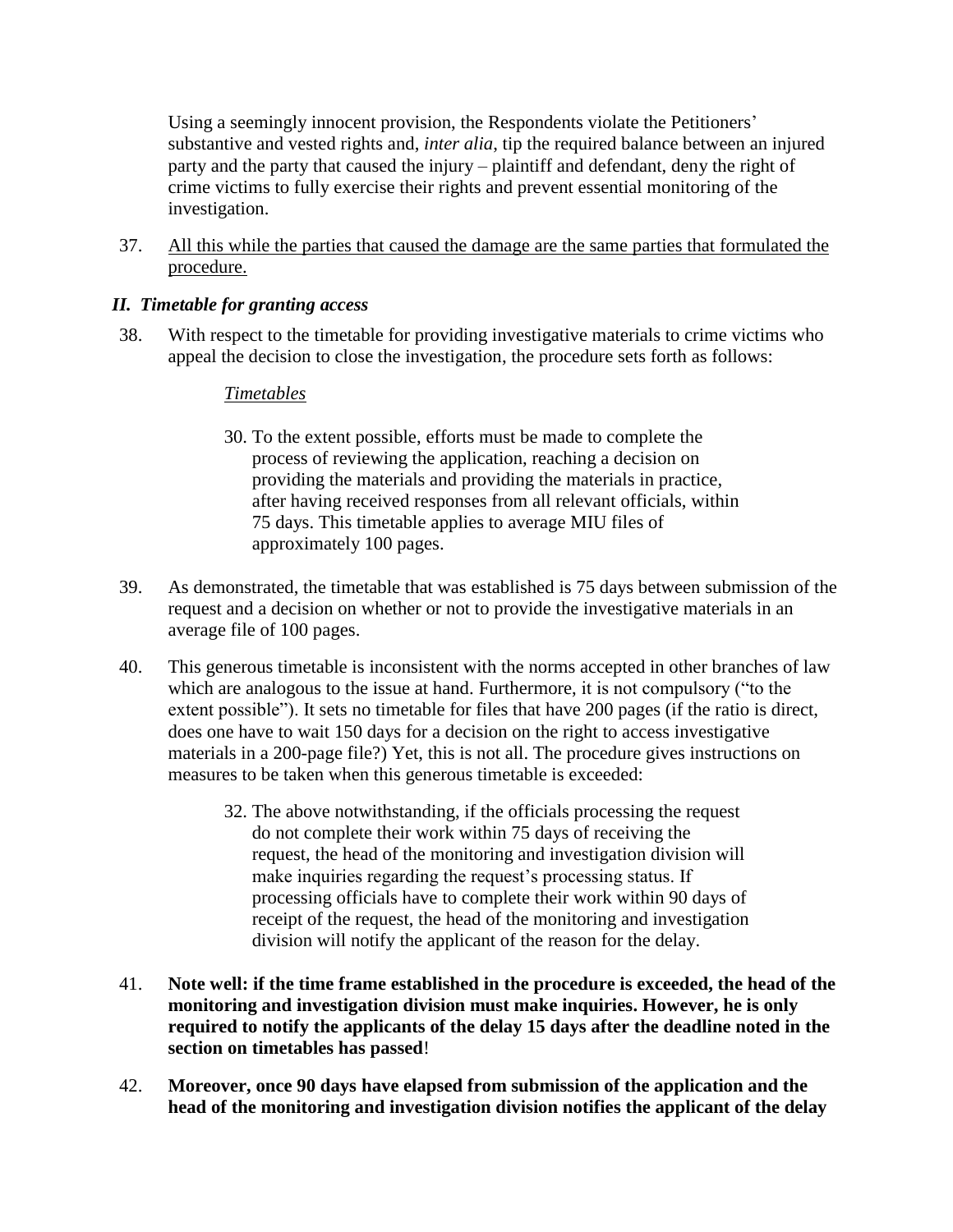Using a seemingly innocent provision, the Respondents violate the Petitioners' substantive and vested rights and, *inter alia*, tip the required balance between an injured party and the party that caused the injury – plaintiff and defendant, deny the right of crime victims to fully exercise their rights and prevent essential monitoring of the investigation.

37. <u>All this while the parties that caused the damage are the same parties that formulated the procedure.</u>

### *II. Timetable for granting access*

38. With respect to the timetable for providing investigative materials to crime victims who appeal the decision to close the investigation, the procedure sets forth as follows:

> *<u>Timetables</u>*
>
> 30. To the extent possible, efforts must be made to complete the process of reviewing the application, reaching a decision on providing the materials and providing the materials in practice, after having received responses from all relevant officials, within 75 days. This timetable applies to average MIU files of approximately 100 pages.

39. As demonstrated, the timetable that was established is 75 days between submission of the request and a decision on whether or not to provide the investigative materials in an average file of 100 pages.

40. This generous timetable is inconsistent with the norms accepted in other branches of law which are analogous to the issue at hand. Furthermore, it is not compulsory ("to the extent possible"). It sets no timetable for files that have 200 pages (if the ratio is direct, does one have to wait 150 days for a decision on the right to access investigative materials in a 200-page file?) Yet, this is not all. The procedure gives instructions on measures to be taken when this generous timetable is exceeded:

> 32. The above notwithstanding, if the officials processing the request do not complete their work within 75 days of receiving the request, the head of the monitoring and investigation division will make inquiries regarding the request's processing status. If processing officials have to complete their work within 90 days of receipt of the request, the head of the monitoring and investigation division will notify the applicant of the reason for the delay.

41. **Note well: if the time frame established in the procedure is exceeded, the head of the monitoring and investigation division must make inquiries. However, he is only required to notify the applicants of the delay 15 days after the deadline noted in the section on timetables has passed**!

42. **Moreover, once 90 days have elapsed from submission of the application and the head of the monitoring and investigation division notifies the applicant of the delay**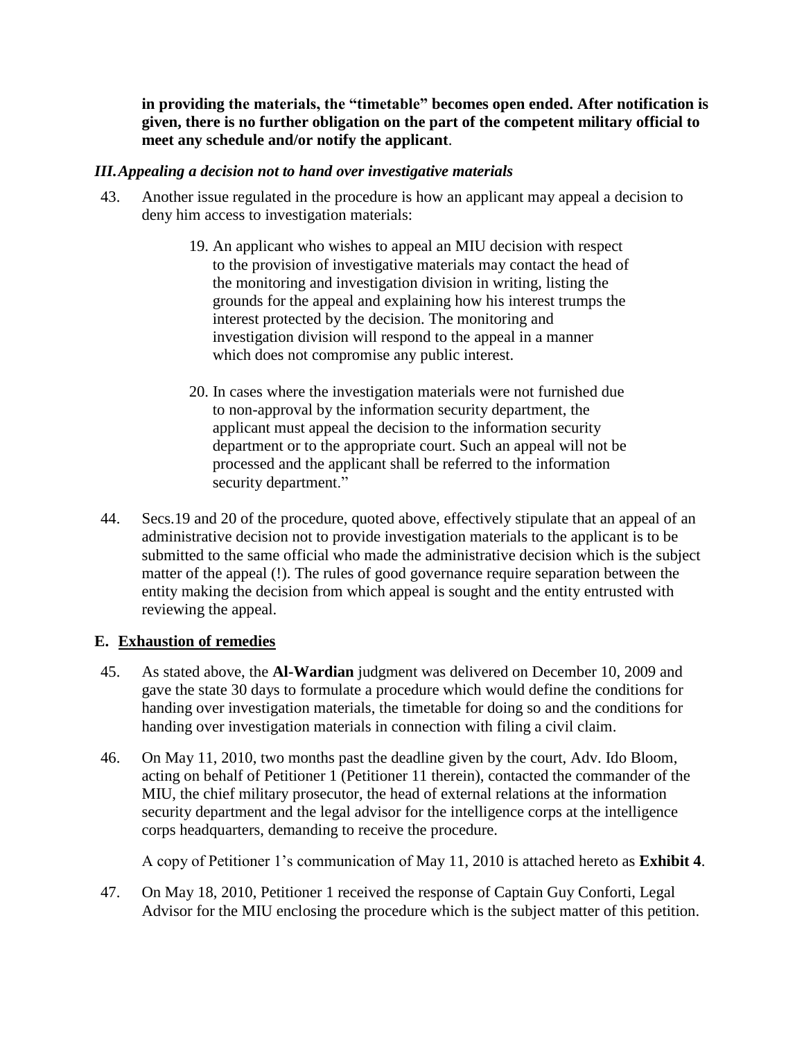**in providing the materials, the "timetable" becomes open ended. After notification is given, there is no further obligation on the part of the competent military official to meet any schedule and/or notify the applicant**.

### *III. Appealing a decision not to hand over investigative materials*

43. Another issue regulated in the procedure is how an applicant may appeal a decision to deny him access to investigation materials:

> 19. An applicant who wishes to appeal an MIU decision with respect to the provision of investigative materials may contact the head of the monitoring and investigation division in writing, listing the grounds for the appeal and explaining how his interest trumps the interest protected by the decision. The monitoring and investigation division will respond to the appeal in a manner which does not compromise any public interest.
>
> 20. In cases where the investigation materials were not furnished due to non-approval by the information security department, the applicant must appeal the decision to the information security department or to the appropriate court. Such an appeal will not be processed and the applicant shall be referred to the information security department."

44. Secs.19 and 20 of the procedure, quoted above, effectively stipulate that an appeal of an administrative decision not to provide investigation materials to the applicant is to be submitted to the same official who made the administrative decision which is the subject matter of the appeal (!). The rules of good governance require separation between the entity making the decision from which appeal is sought and the entity entrusted with reviewing the appeal.

## E. Exhaustion of remedies

45. As stated above, the **Al-Wardian** judgment was delivered on December 10, 2009 and gave the state 30 days to formulate a procedure which would define the conditions for handing over investigation materials, the timetable for doing so and the conditions for handing over investigation materials in connection with filing a civil claim.

46. On May 11, 2010, two months past the deadline given by the court, Adv. Ido Bloom, acting on behalf of Petitioner 1 (Petitioner 11 therein), contacted the commander of the MIU, the chief military prosecutor, the head of external relations at the information security department and the legal advisor for the intelligence corps at the intelligence corps headquarters, demanding to receive the procedure.

    A copy of Petitioner 1's communication of May 11, 2010 is attached hereto as **Exhibit 4**.

47. On May 18, 2010, Petitioner 1 received the response of Captain Guy Conforti, Legal Advisor for the MIU enclosing the procedure which is the subject matter of this petition.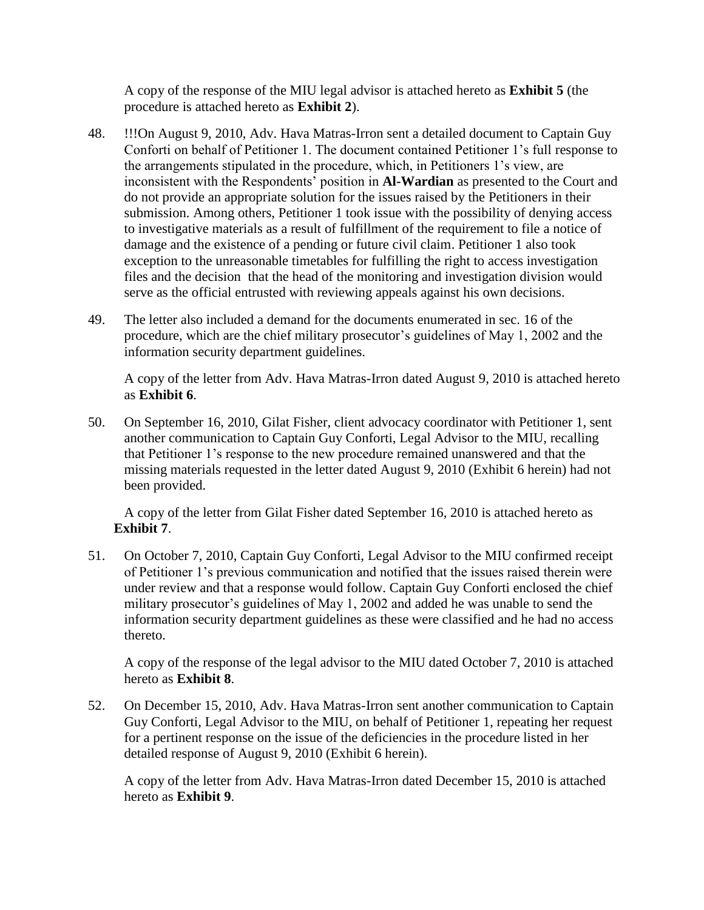A copy of the response of the MIU legal advisor is attached hereto as **Exhibit 5** (the procedure is attached hereto as **Exhibit 2**).

48. !!!On August 9, 2010, Adv. Hava Matras-Irron sent a detailed document to Captain Guy Conforti on behalf of Petitioner 1. The document contained Petitioner 1's full response to the arrangements stipulated in the procedure, which, in Petitioners 1's view, are inconsistent with the Respondents' position in **Al-Wardian** as presented to the Court and do not provide an appropriate solution for the issues raised by the Petitioners in their submission. Among others, Petitioner 1 took issue with the possibility of denying access to investigative materials as a result of fulfillment of the requirement to file a notice of damage and the existence of a pending or future civil claim. Petitioner 1 also took exception to the unreasonable timetables for fulfilling the right to access investigation files and the decision that the head of the monitoring and investigation division would serve as the official entrusted with reviewing appeals against his own decisions.

49. The letter also included a demand for the documents enumerated in sec. 16 of the procedure, which are the chief military prosecutor's guidelines of May 1, 2002 and the information security department guidelines.

   A copy of the letter from Adv. Hava Matras-Irron dated August 9, 2010 is attached hereto as **Exhibit 6**.

50. On September 16, 2010, Gilat Fisher, client advocacy coordinator with Petitioner 1, sent another communication to Captain Guy Conforti, Legal Advisor to the MIU, recalling that Petitioner 1's response to the new procedure remained unanswered and that the missing materials requested in the letter dated August 9, 2010 (Exhibit 6 herein) had not been provided.

   A copy of the letter from Gilat Fisher dated September 16, 2010 is attached hereto as **Exhibit 7**.

51. On October 7, 2010, Captain Guy Conforti, Legal Advisor to the MIU confirmed receipt of Petitioner 1's previous communication and notified that the issues raised therein were under review and that a response would follow. Captain Guy Conforti enclosed the chief military prosecutor's guidelines of May 1, 2002 and added he was unable to send the information security department guidelines as these were classified and he had no access thereto.

   A copy of the response of the legal advisor to the MIU dated October 7, 2010 is attached hereto as **Exhibit 8**.

52. On December 15, 2010, Adv. Hava Matras-Irron sent another communication to Captain Guy Conforti, Legal Advisor to the MIU, on behalf of Petitioner 1, repeating her request for a pertinent response on the issue of the deficiencies in the procedure listed in her detailed response of August 9, 2010 (Exhibit 6 herein).

   A copy of the letter from Adv. Hava Matras-Irron dated December 15, 2010 is attached hereto as **Exhibit 9**.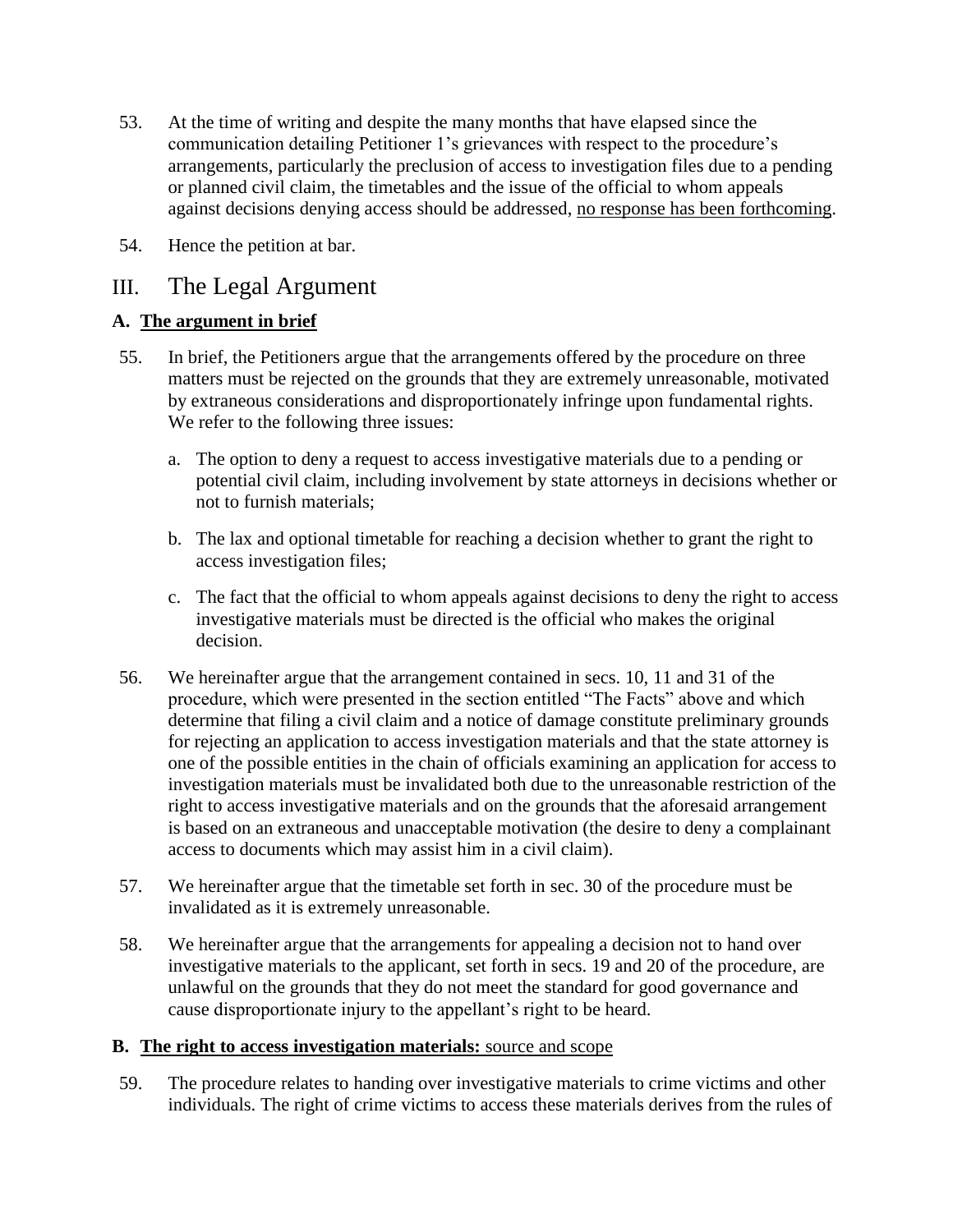53. At the time of writing and despite the many months that have elapsed since the communication detailing Petitioner 1's grievances with respect to the procedure's arrangements, particularly the preclusion of access to investigation files due to a pending or planned civil claim, the timetables and the issue of the official to whom appeals against decisions denying access should be addressed, no response has been forthcoming.

54. Hence the petition at bar.

## III. The Legal Argument

### A. The argument in brief

55. In brief, the Petitioners argue that the arrangements offered by the procedure on three matters must be rejected on the grounds that they are extremely unreasonable, motivated by extraneous considerations and disproportionately infringe upon fundamental rights. We refer to the following three issues:

   a. The option to deny a request to access investigative materials due to a pending or potential civil claim, including involvement by state attorneys in decisions whether or not to furnish materials;

   b. The lax and optional timetable for reaching a decision whether to grant the right to access investigation files;

   c. The fact that the official to whom appeals against decisions to deny the right to access investigative materials must be directed is the official who makes the original decision.

56. We hereinafter argue that the arrangement contained in secs. 10, 11 and 31 of the procedure, which were presented in the section entitled "The Facts" above and which determine that filing a civil claim and a notice of damage constitute preliminary grounds for rejecting an application to access investigation materials and that the state attorney is one of the possible entities in the chain of officials examining an application for access to investigation materials must be invalidated both due to the unreasonable restriction of the right to access investigative materials and on the grounds that the aforesaid arrangement is based on an extraneous and unacceptable motivation (the desire to deny a complainant access to documents which may assist him in a civil claim).

57. We hereinafter argue that the timetable set forth in sec. 30 of the procedure must be invalidated as it is extremely unreasonable.

58. We hereinafter argue that the arrangements for appealing a decision not to hand over investigative materials to the applicant, set forth in secs. 19 and 20 of the procedure, are unlawful on the grounds that they do not meet the standard for good governance and cause disproportionate injury to the appellant's right to be heard.

### B. The right to access investigation materials: source and scope

59. The procedure relates to handing over investigative materials to crime victims and other individuals. The right of crime victims to access these materials derives from the rules of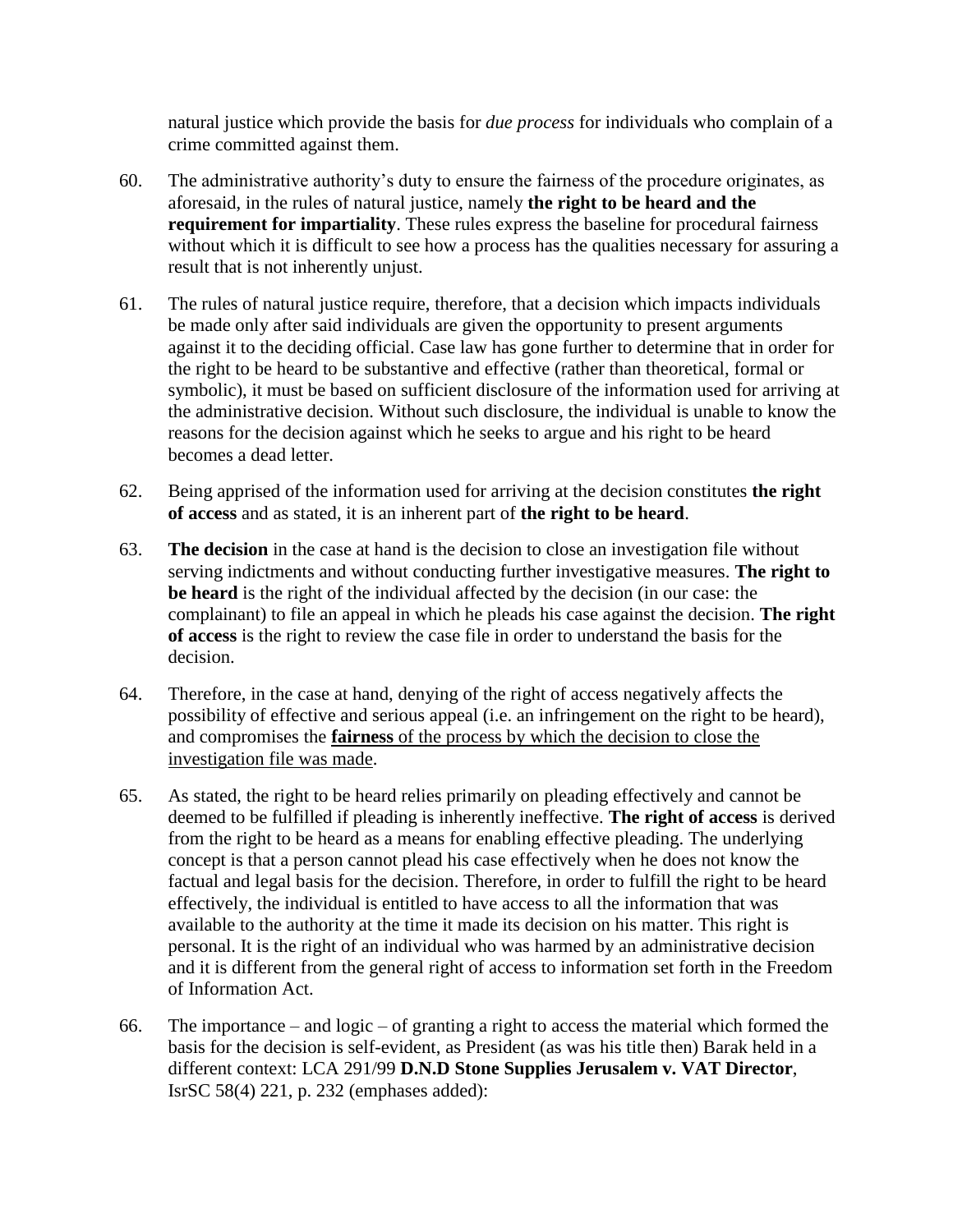natural justice which provide the basis for *due process* for individuals who complain of a crime committed against them.

60. The administrative authority's duty to ensure the fairness of the procedure originates, as aforesaid, in the rules of natural justice, namely **the right to be heard and the requirement for impartiality**. These rules express the baseline for procedural fairness without which it is difficult to see how a process has the qualities necessary for assuring a result that is not inherently unjust.

61. The rules of natural justice require, therefore, that a decision which impacts individuals be made only after said individuals are given the opportunity to present arguments against it to the deciding official. Case law has gone further to determine that in order for the right to be heard to be substantive and effective (rather than theoretical, formal or symbolic), it must be based on sufficient disclosure of the information used for arriving at the administrative decision. Without such disclosure, the individual is unable to know the reasons for the decision against which he seeks to argue and his right to be heard becomes a dead letter.

62. Being apprised of the information used for arriving at the decision constitutes **the right of access** and as stated, it is an inherent part of **the right to be heard**.

63. **The decision** in the case at hand is the decision to close an investigation file without serving indictments and without conducting further investigative measures. **The right to be heard** is the right of the individual affected by the decision (in our case: the complainant) to file an appeal in which he pleads his case against the decision. **The right of access** is the right to review the case file in order to understand the basis for the decision.

64. Therefore, in the case at hand, denying of the right of access negatively affects the possibility of effective and serious appeal (i.e. an infringement on the right to be heard), and compromises the <u>**fairness** of the process by which the decision to close the investigation file was made</u>.

65. As stated, the right to be heard relies primarily on pleading effectively and cannot be deemed to be fulfilled if pleading is inherently ineffective. **The right of access** is derived from the right to be heard as a means for enabling effective pleading. The underlying concept is that a person cannot plead his case effectively when he does not know the factual and legal basis for the decision. Therefore, in order to fulfill the right to be heard effectively, the individual is entitled to have access to all the information that was available to the authority at the time it made its decision on his matter. This right is personal. It is the right of an individual who was harmed by an administrative decision and it is different from the general right of access to information set forth in the Freedom of Information Act.

66. The importance – and logic – of granting a right to access the material which formed the basis for the decision is self-evident, as President (as was his title then) Barak held in a different context: LCA 291/99 **D.N.D Stone Supplies Jerusalem v. VAT Director**, IsrSC 58(4) 221, p. 232 (emphases added):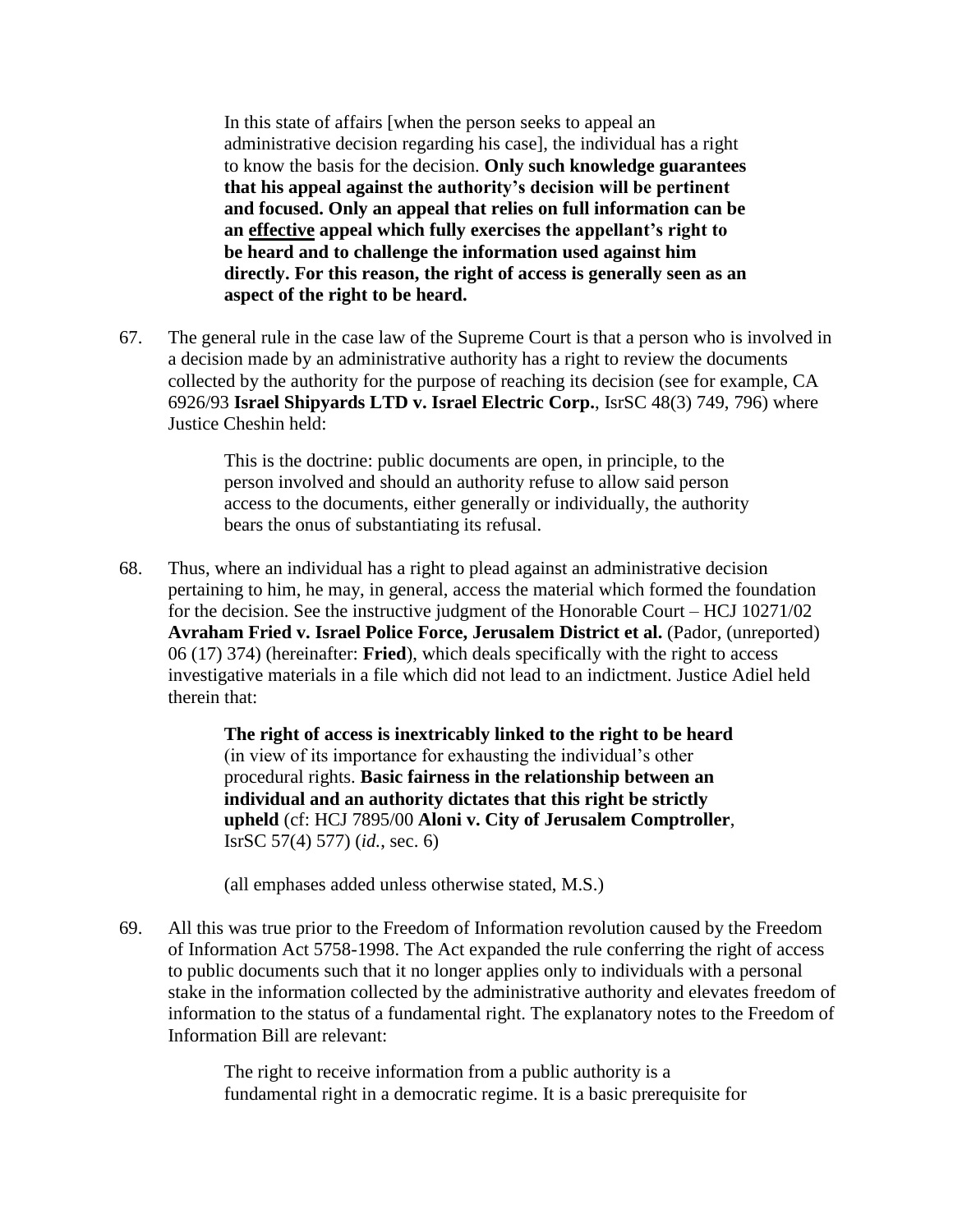> In this state of affairs [when the person seeks to appeal an administrative decision regarding his case], the individual has a right to know the basis for the decision. **Only such knowledge guarantees that his appeal against the authority's decision will be pertinent and focused. Only an appeal that relies on full information can be an <u>effective</u> appeal which fully exercises the appellant's right to be heard and to challenge the information used against him directly. For this reason, the right of access is generally seen as an aspect of the right to be heard.**

67. The general rule in the case law of the Supreme Court is that a person who is involved in a decision made by an administrative authority has a right to review the documents collected by the authority for the purpose of reaching its decision (see for example, CA 6926/93 **Israel Shipyards LTD v. Israel Electric Corp.**, IsrSC 48(3) 749, 796) where Justice Cheshin held:

> This is the doctrine: public documents are open, in principle, to the person involved and should an authority refuse to allow said person access to the documents, either generally or individually, the authority bears the onus of substantiating its refusal.

68. Thus, where an individual has a right to plead against an administrative decision pertaining to him, he may, in general, access the material which formed the foundation for the decision. See the instructive judgment of the Honorable Court – HCJ 10271/02 **Avraham Fried v. Israel Police Force, Jerusalem District et al.** (Pador, (unreported) 06 (17) 374) (hereinafter: **Fried**), which deals specifically with the right to access investigative materials in a file which did not lead to an indictment. Justice Adiel held therein that:

> **The right of access is inextricably linked to the right to be heard** (in view of its importance for exhausting the individual's other procedural rights. **Basic fairness in the relationship between an individual and an authority dictates that this right be strictly upheld** (cf: HCJ 7895/00 **Aloni v. City of Jerusalem Comptroller**, IsrSC 57(4) 577) (*id.*, sec. 6)
>
> (all emphases added unless otherwise stated, M.S.)

69. All this was true prior to the Freedom of Information revolution caused by the Freedom of Information Act 5758-1998. The Act expanded the rule conferring the right of access to public documents such that it no longer applies only to individuals with a personal stake in the information collected by the administrative authority and elevates freedom of information to the status of a fundamental right. The explanatory notes to the Freedom of Information Bill are relevant:

> The right to receive information from a public authority is a fundamental right in a democratic regime. It is a basic prerequisite for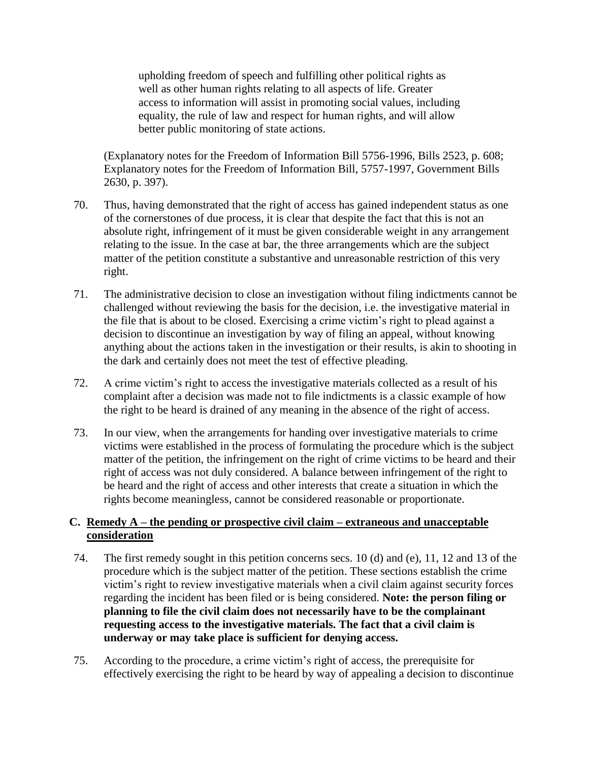> upholding freedom of speech and fulfilling other political rights as well as other human rights relating to all aspects of life. Greater access to information will assist in promoting social values, including equality, the rule of law and respect for human rights, and will allow better public monitoring of state actions.

(Explanatory notes for the Freedom of Information Bill 5756-1996, Bills 2523, p. 608; Explanatory notes for the Freedom of Information Bill, 5757-1997, Government Bills 2630, p. 397).

70. Thus, having demonstrated that the right of access has gained independent status as one of the cornerstones of due process, it is clear that despite the fact that this is not an absolute right, infringement of it must be given considerable weight in any arrangement relating to the issue. In the case at bar, the three arrangements which are the subject matter of the petition constitute a substantive and unreasonable restriction of this very right.

71. The administrative decision to close an investigation without filing indictments cannot be challenged without reviewing the basis for the decision, i.e. the investigative material in the file that is about to be closed. Exercising a crime victim's right to plead against a decision to discontinue an investigation by way of filing an appeal, without knowing anything about the actions taken in the investigation or their results, is akin to shooting in the dark and certainly does not meet the test of effective pleading.

72. A crime victim's right to access the investigative materials collected as a result of his complaint after a decision was made not to file indictments is a classic example of how the right to be heard is drained of any meaning in the absence of the right of access.

73. In our view, when the arrangements for handing over investigative materials to crime victims were established in the process of formulating the procedure which is the subject matter of the petition, the infringement on the right of crime victims to be heard and their right of access was not duly considered. A balance between infringement of the right to be heard and the right of access and other interests that create a situation in which the rights become meaningless, cannot be considered reasonable or proportionate.

## C. Remedy A – the pending or prospective civil claim – extraneous and unacceptable consideration

74. The first remedy sought in this petition concerns secs. 10 (d) and (e), 11, 12 and 13 of the procedure which is the subject matter of the petition. These sections establish the crime victim's right to review investigative materials when a civil claim against security forces regarding the incident has been filed or is being considered. **Note: the person filing or planning to file the civil claim does not necessarily have to be the complainant requesting access to the investigative materials. The fact that a civil claim is underway or may take place is sufficient for denying access.**

75. According to the procedure, a crime victim's right of access, the prerequisite for effectively exercising the right to be heard by way of appealing a decision to discontinue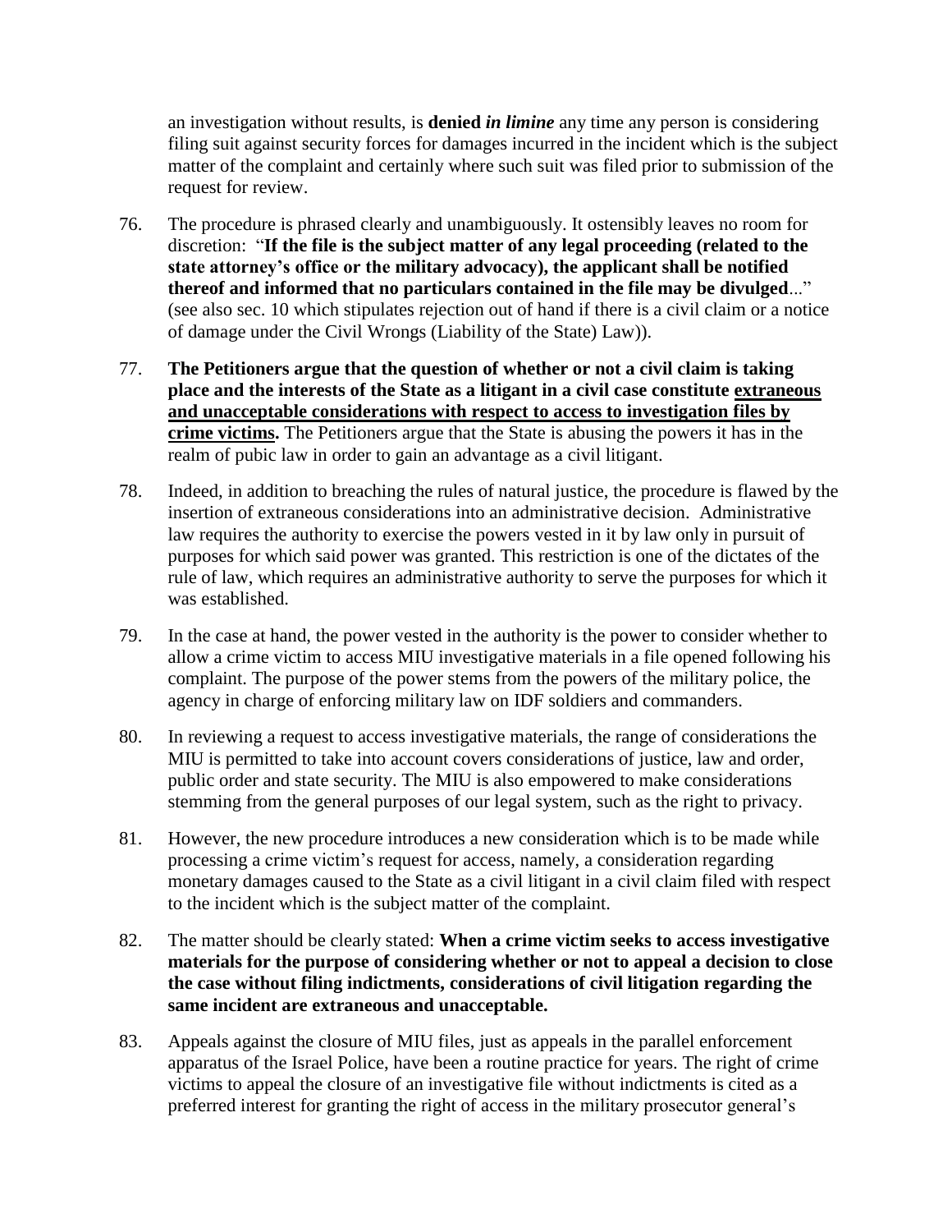an investigation without results, is **denied *in limine*** any time any person is considering filing suit against security forces for damages incurred in the incident which is the subject matter of the complaint and certainly where such suit was filed prior to submission of the request for review.

76. The procedure is phrased clearly and unambiguously. It ostensibly leaves no room for discretion: "**If the file is the subject matter of any legal proceeding (related to the state attorney's office or the military advocacy), the applicant shall be notified thereof and informed that no particulars contained in the file may be divulged**..." (see also sec. 10 which stipulates rejection out of hand if there is a civil claim or a notice of damage under the Civil Wrongs (Liability of the State) Law)).

77. **The Petitioners argue that the question of whether or not a civil claim is taking place and the interests of the State as a litigant in a civil case constitute <u>extraneous and unacceptable considerations with respect to access to investigation files by crime victims</u>.** The Petitioners argue that the State is abusing the powers it has in the realm of pubic law in order to gain an advantage as a civil litigant.

78. Indeed, in addition to breaching the rules of natural justice, the procedure is flawed by the insertion of extraneous considerations into an administrative decision. Administrative law requires the authority to exercise the powers vested in it by law only in pursuit of purposes for which said power was granted. This restriction is one of the dictates of the rule of law, which requires an administrative authority to serve the purposes for which it was established.

79. In the case at hand, the power vested in the authority is the power to consider whether to allow a crime victim to access MIU investigative materials in a file opened following his complaint. The purpose of the power stems from the powers of the military police, the agency in charge of enforcing military law on IDF soldiers and commanders.

80. In reviewing a request to access investigative materials, the range of considerations the MIU is permitted to take into account covers considerations of justice, law and order, public order and state security. The MIU is also empowered to make considerations stemming from the general purposes of our legal system, such as the right to privacy.

81. However, the new procedure introduces a new consideration which is to be made while processing a crime victim's request for access, namely, a consideration regarding monetary damages caused to the State as a civil litigant in a civil claim filed with respect to the incident which is the subject matter of the complaint.

82. The matter should be clearly stated: **When a crime victim seeks to access investigative materials for the purpose of considering whether or not to appeal a decision to close the case without filing indictments, considerations of civil litigation regarding the same incident are extraneous and unacceptable.**

83. Appeals against the closure of MIU files, just as appeals in the parallel enforcement apparatus of the Israel Police, have been a routine practice for years. The right of crime victims to appeal the closure of an investigative file without indictments is cited as a preferred interest for granting the right of access in the military prosecutor general's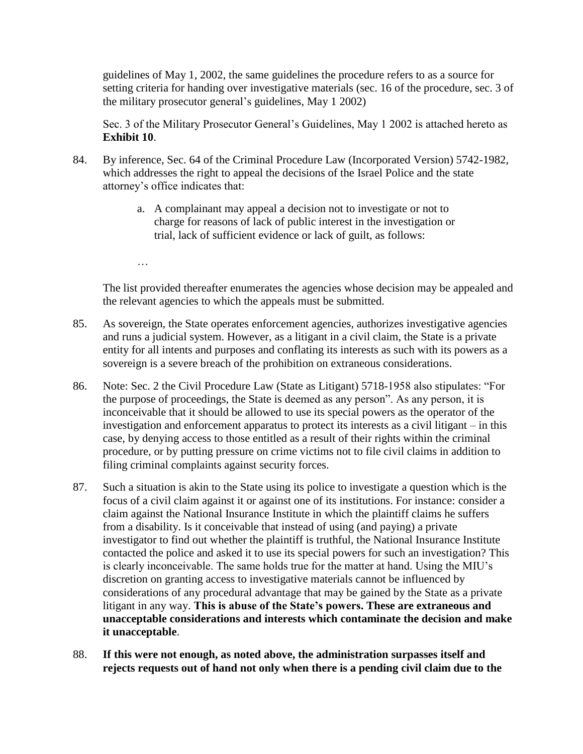guidelines of May 1, 2002, the same guidelines the procedure refers to as a source for setting criteria for handing over investigative materials (sec. 16 of the procedure, sec. 3 of the military prosecutor general's guidelines, May 1 2002)

Sec. 3 of the Military Prosecutor General's Guidelines, May 1 2002 is attached hereto as **Exhibit 10**.

84. By inference, Sec. 64 of the Criminal Procedure Law (Incorporated Version) 5742-1982, which addresses the right to appeal the decisions of the Israel Police and the state attorney's office indicates that:

    a. A complainant may appeal a decision not to investigate or not to charge for reasons of lack of public interest in the investigation or trial, lack of sufficient evidence or lack of guilt, as follows:

    …

    The list provided thereafter enumerates the agencies whose decision may be appealed and the relevant agencies to which the appeals must be submitted.

85. As sovereign, the State operates enforcement agencies, authorizes investigative agencies and runs a judicial system. However, as a litigant in a civil claim, the State is a private entity for all intents and purposes and conflating its interests as such with its powers as a sovereign is a severe breach of the prohibition on extraneous considerations.

86. Note: Sec. 2 the Civil Procedure Law (State as Litigant) 5718-1958 also stipulates: "For the purpose of proceedings, the State is deemed as any person". As any person, it is inconceivable that it should be allowed to use its special powers as the operator of the investigation and enforcement apparatus to protect its interests as a civil litigant – in this case, by denying access to those entitled as a result of their rights within the criminal procedure, or by putting pressure on crime victims not to file civil claims in addition to filing criminal complaints against security forces.

87. Such a situation is akin to the State using its police to investigate a question which is the focus of a civil claim against it or against one of its institutions. For instance: consider a claim against the National Insurance Institute in which the plaintiff claims he suffers from a disability. Is it conceivable that instead of using (and paying) a private investigator to find out whether the plaintiff is truthful, the National Insurance Institute contacted the police and asked it to use its special powers for such an investigation? This is clearly inconceivable. The same holds true for the matter at hand. Using the MIU's discretion on granting access to investigative materials cannot be influenced by considerations of any procedural advantage that may be gained by the State as a private litigant in any way. **This is abuse of the State's powers. These are extraneous and unacceptable considerations and interests which contaminate the decision and make it unacceptable**.

88. **If this were not enough, as noted above, the administration surpasses itself and rejects requests out of hand not only when there is a pending civil claim due to the**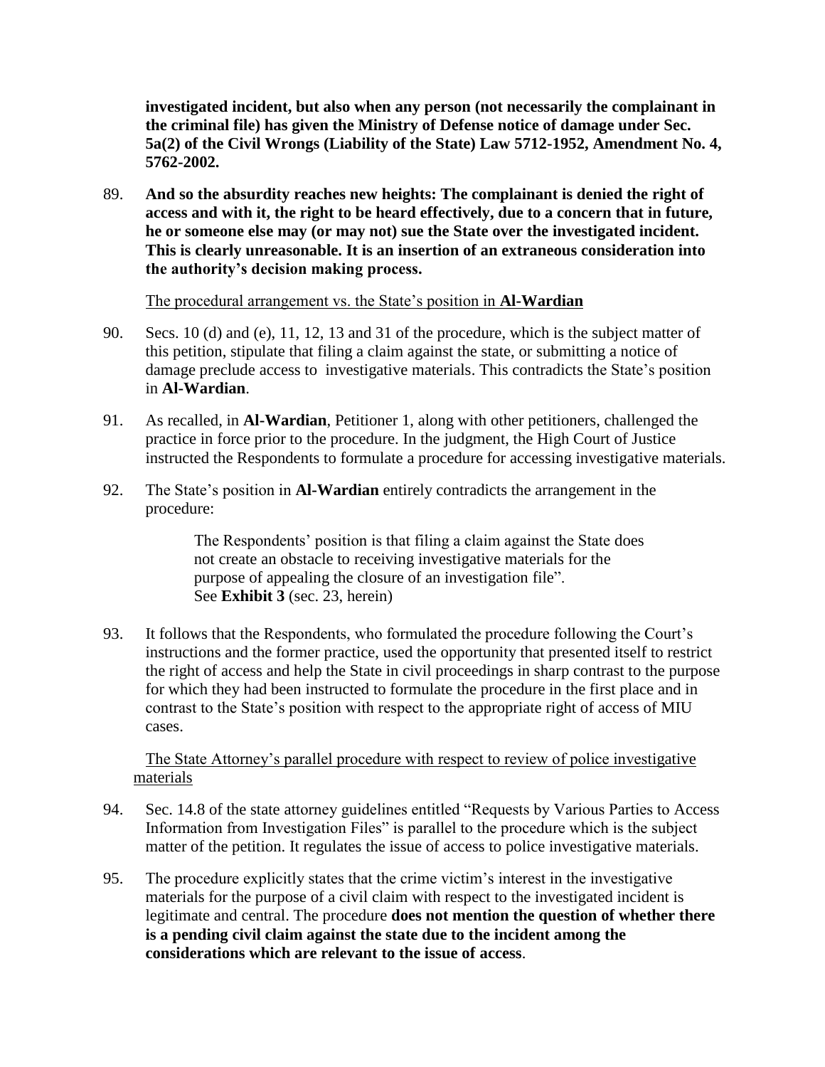**investigated incident, but also when any person (not necessarily the complainant in the criminal file) has given the Ministry of Defense notice of damage under Sec. 5a(2) of the Civil Wrongs (Liability of the State) Law 5712-1952, Amendment No. 4, 5762-2002.**

89. **And so the absurdity reaches new heights: The complainant is denied the right of access and with it, the right to be heard effectively, due to a concern that in future, he or someone else may (or may not) sue the State over the investigated incident. This is clearly unreasonable. It is an insertion of an extraneous consideration into the authority's decision making process.**

<u>The procedural arrangement vs. the State's position in **Al-Wardian**</u>

90. Secs. 10 (d) and (e), 11, 12, 13 and 31 of the procedure, which is the subject matter of this petition, stipulate that filing a claim against the state, or submitting a notice of damage preclude access to investigative materials. This contradicts the State's position in **Al-Wardian**.

91. As recalled, in **Al-Wardian**, Petitioner 1, along with other petitioners, challenged the practice in force prior to the procedure. In the judgment, the High Court of Justice instructed the Respondents to formulate a procedure for accessing investigative materials.

92. The State's position in **Al-Wardian** entirely contradicts the arrangement in the procedure:

> The Respondents' position is that filing a claim against the State does not create an obstacle to receiving investigative materials for the purpose of appealing the closure of an investigation file".
> See **Exhibit 3** (sec. 23, herein)

93. It follows that the Respondents, who formulated the procedure following the Court's instructions and the former practice, used the opportunity that presented itself to restrict the right of access and help the State in civil proceedings in sharp contrast to the purpose for which they had been instructed to formulate the procedure in the first place and in contrast to the State's position with respect to the appropriate right of access of MIU cases.

<u>The State Attorney's parallel procedure with respect to review of police investigative materials</u>

94. Sec. 14.8 of the state attorney guidelines entitled "Requests by Various Parties to Access Information from Investigation Files" is parallel to the procedure which is the subject matter of the petition. It regulates the issue of access to police investigative materials.

95. The procedure explicitly states that the crime victim's interest in the investigative materials for the purpose of a civil claim with respect to the investigated incident is legitimate and central. The procedure **does not mention the question of whether there is a pending civil claim against the state due to the incident among the considerations which are relevant to the issue of access**.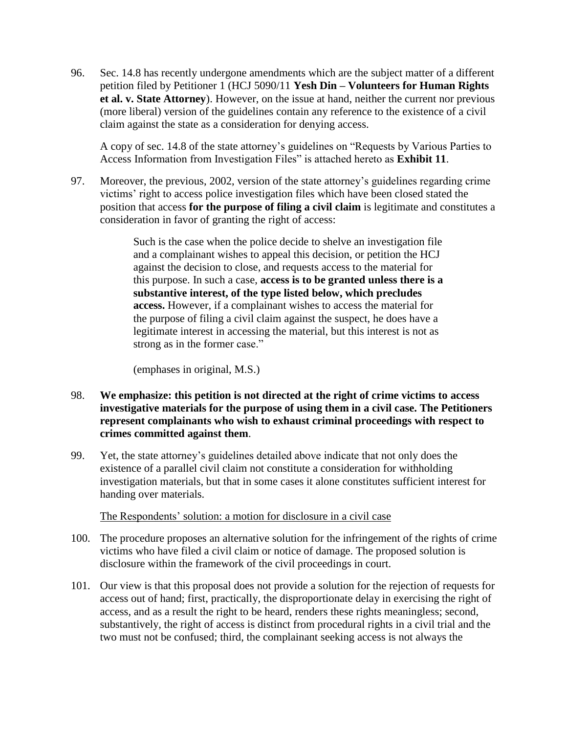96. Sec. 14.8 has recently undergone amendments which are the subject matter of a different petition filed by Petitioner 1 (HCJ 5090/11 **Yesh Din – Volunteers for Human Rights et al. v. State Attorney**). However, on the issue at hand, neither the current nor previous (more liberal) version of the guidelines contain any reference to the existence of a civil claim against the state as a consideration for denying access.

    A copy of sec. 14.8 of the state attorney's guidelines on "Requests by Various Parties to Access Information from Investigation Files" is attached hereto as **Exhibit 11**.

97. Moreover, the previous, 2002, version of the state attorney's guidelines regarding crime victims' right to access police investigation files which have been closed stated the position that access **for the purpose of filing a civil claim** is legitimate and constitutes a consideration in favor of granting the right of access:

    > Such is the case when the police decide to shelve an investigation file and a complainant wishes to appeal this decision, or petition the HCJ against the decision to close, and requests access to the material for this purpose. In such a case, **access is to be granted unless there is a substantive interest, of the type listed below, which precludes access.** However, if a complainant wishes to access the material for the purpose of filing a civil claim against the suspect, he does have a legitimate interest in accessing the material, but this interest is not as strong as in the former case."
    >
    > (emphases in original, M.S.)

98. **We emphasize: this petition is not directed at the right of crime victims to access investigative materials for the purpose of using them in a civil case. The Petitioners represent complainants who wish to exhaust criminal proceedings with respect to crimes committed against them**.

99. Yet, the state attorney's guidelines detailed above indicate that not only does the existence of a parallel civil claim not constitute a consideration for withholding investigation materials, but that in some cases it alone constitutes sufficient interest for handing over materials.

    <u>The Respondents' solution: a motion for disclosure in a civil case</u>

100. The procedure proposes an alternative solution for the infringement of the rights of crime victims who have filed a civil claim or notice of damage. The proposed solution is disclosure within the framework of the civil proceedings in court.

101. Our view is that this proposal does not provide a solution for the rejection of requests for access out of hand; first, practically, the disproportionate delay in exercising the right of access, and as a result the right to be heard, renders these rights meaningless; second, substantively, the right of access is distinct from procedural rights in a civil trial and the two must not be confused; third, the complainant seeking access is not always the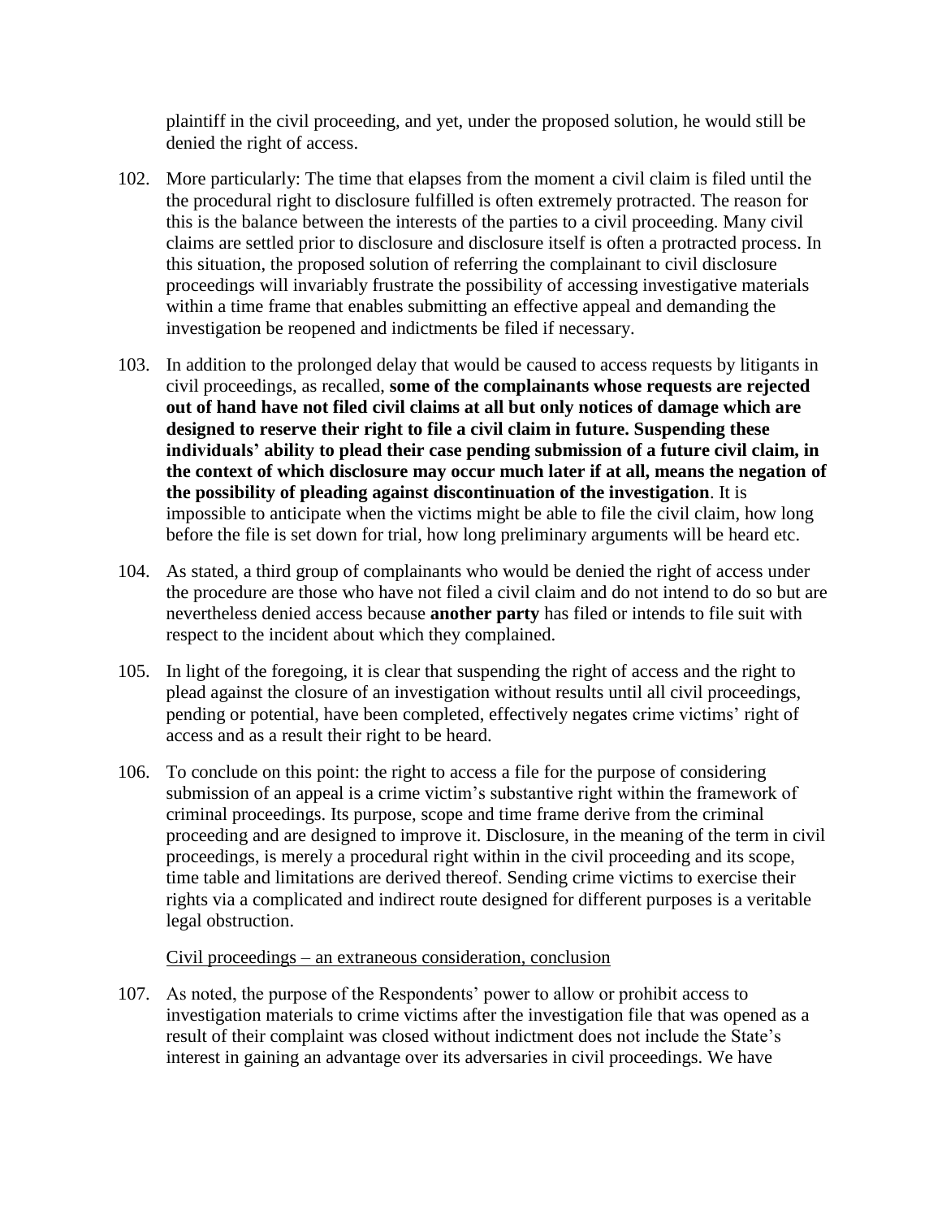plaintiff in the civil proceeding, and yet, under the proposed solution, he would still be denied the right of access.

102. More particularly: The time that elapses from the moment a civil claim is filed until the the procedural right to disclosure fulfilled is often extremely protracted. The reason for this is the balance between the interests of the parties to a civil proceeding. Many civil claims are settled prior to disclosure and disclosure itself is often a protracted process. In this situation, the proposed solution of referring the complainant to civil disclosure proceedings will invariably frustrate the possibility of accessing investigative materials within a time frame that enables submitting an effective appeal and demanding the investigation be reopened and indictments be filed if necessary.

103. In addition to the prolonged delay that would be caused to access requests by litigants in civil proceedings, as recalled, **some of the complainants whose requests are rejected out of hand have not filed civil claims at all but only notices of damage which are designed to reserve their right to file a civil claim in future. Suspending these individuals' ability to plead their case pending submission of a future civil claim, in the context of which disclosure may occur much later if at all, means the negation of the possibility of pleading against discontinuation of the investigation**. It is impossible to anticipate when the victims might be able to file the civil claim, how long before the file is set down for trial, how long preliminary arguments will be heard etc.

104. As stated, a third group of complainants who would be denied the right of access under the procedure are those who have not filed a civil claim and do not intend to do so but are nevertheless denied access because **another party** has filed or intends to file suit with respect to the incident about which they complained.

105. In light of the foregoing, it is clear that suspending the right of access and the right to plead against the closure of an investigation without results until all civil proceedings, pending or potential, have been completed, effectively negates crime victims' right of access and as a result their right to be heard.

106. To conclude on this point: the right to access a file for the purpose of considering submission of an appeal is a crime victim's substantive right within the framework of criminal proceedings. Its purpose, scope and time frame derive from the criminal proceeding and are designed to improve it. Disclosure, in the meaning of the term in civil proceedings, is merely a procedural right within in the civil proceeding and its scope, time table and limitations are derived thereof. Sending crime victims to exercise their rights via a complicated and indirect route designed for different purposes is a veritable legal obstruction.

Civil proceedings – an extraneous consideration, conclusion

107. As noted, the purpose of the Respondents' power to allow or prohibit access to investigation materials to crime victims after the investigation file that was opened as a result of their complaint was closed without indictment does not include the State's interest in gaining an advantage over its adversaries in civil proceedings. We have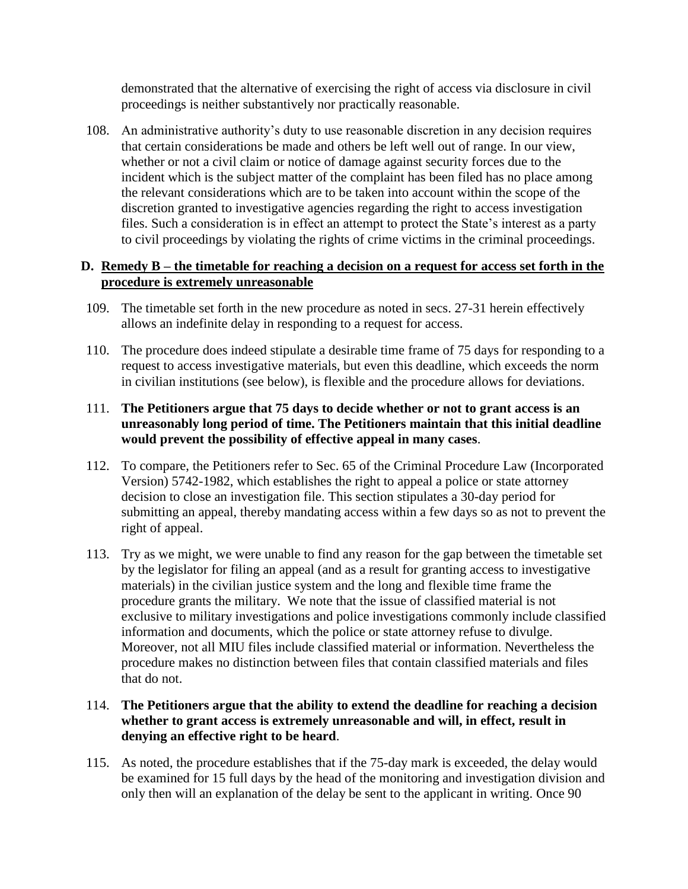demonstrated that the alternative of exercising the right of access via disclosure in civil proceedings is neither substantively nor practically reasonable.

108. An administrative authority's duty to use reasonable discretion in any decision requires that certain considerations be made and others be left well out of range. In our view, whether or not a civil claim or notice of damage against security forces due to the incident which is the subject matter of the complaint has been filed has no place among the relevant considerations which are to be taken into account within the scope of the discretion granted to investigative agencies regarding the right to access investigation files. Such a consideration is in effect an attempt to protect the State's interest as a party to civil proceedings by violating the rights of crime victims in the criminal proceedings.

## D. Remedy B – the timetable for reaching a decision on a request for access set forth in the procedure is extremely unreasonable

109. The timetable set forth in the new procedure as noted in secs. 27-31 herein effectively allows an indefinite delay in responding to a request for access.

110. The procedure does indeed stipulate a desirable time frame of 75 days for responding to a request to access investigative materials, but even this deadline, which exceeds the norm in civilian institutions (see below), is flexible and the procedure allows for deviations.

111. **The Petitioners argue that 75 days to decide whether or not to grant access is an unreasonably long period of time. The Petitioners maintain that this initial deadline would prevent the possibility of effective appeal in many cases**.

112. To compare, the Petitioners refer to Sec. 65 of the Criminal Procedure Law (Incorporated Version) 5742-1982, which establishes the right to appeal a police or state attorney decision to close an investigation file. This section stipulates a 30-day period for submitting an appeal, thereby mandating access within a few days so as not to prevent the right of appeal.

113. Try as we might, we were unable to find any reason for the gap between the timetable set by the legislator for filing an appeal (and as a result for granting access to investigative materials) in the civilian justice system and the long and flexible time frame the procedure grants the military. We note that the issue of classified material is not exclusive to military investigations and police investigations commonly include classified information and documents, which the police or state attorney refuse to divulge. Moreover, not all MIU files include classified material or information. Nevertheless the procedure makes no distinction between files that contain classified materials and files that do not.

114. **The Petitioners argue that the ability to extend the deadline for reaching a decision whether to grant access is extremely unreasonable and will, in effect, result in denying an effective right to be heard**.

115. As noted, the procedure establishes that if the 75-day mark is exceeded, the delay would be examined for 15 full days by the head of the monitoring and investigation division and only then will an explanation of the delay be sent to the applicant in writing. Once 90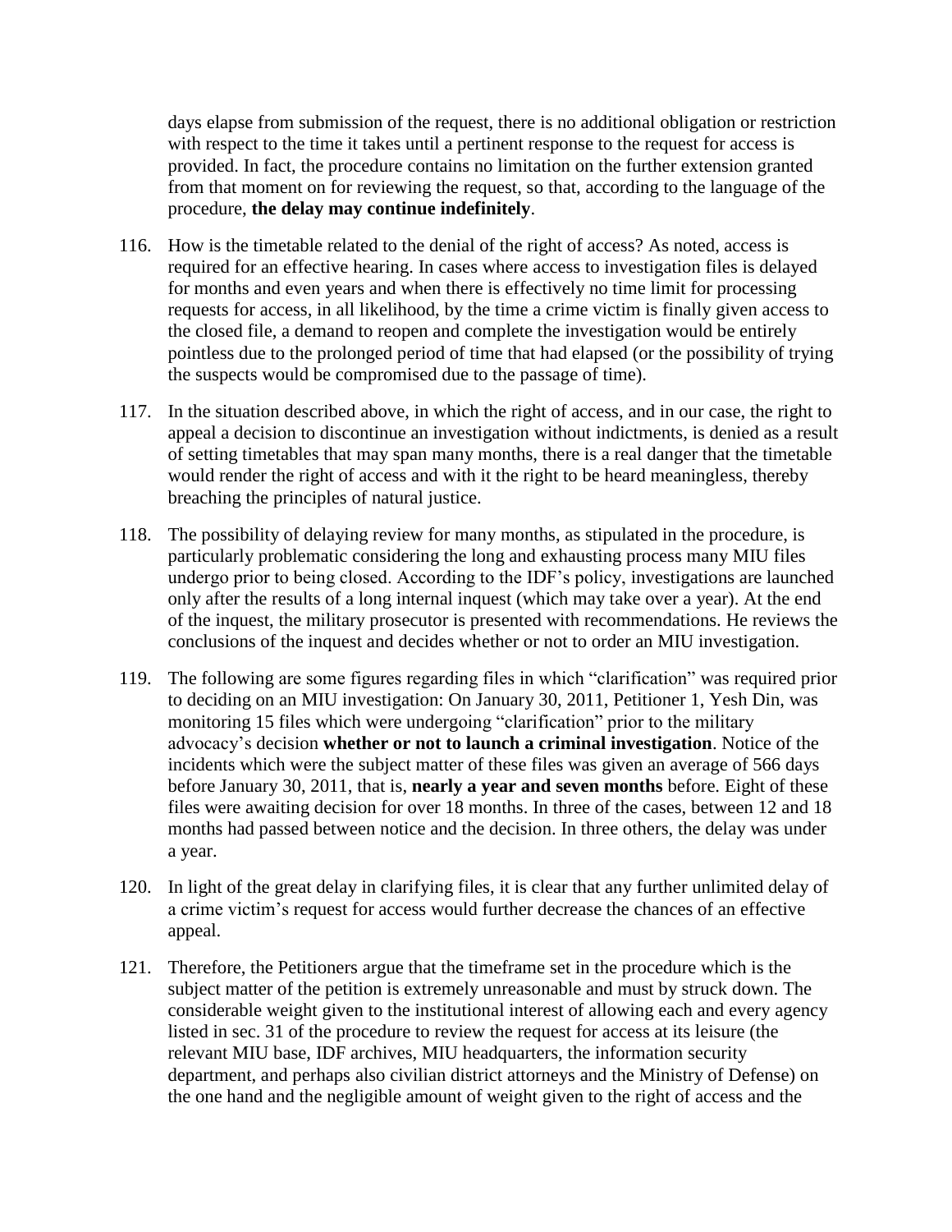days elapse from submission of the request, there is no additional obligation or restriction with respect to the time it takes until a pertinent response to the request for access is provided. In fact, the procedure contains no limitation on the further extension granted from that moment on for reviewing the request, so that, according to the language of the procedure, **the delay may continue indefinitely**.

116. How is the timetable related to the denial of the right of access? As noted, access is required for an effective hearing. In cases where access to investigation files is delayed for months and even years and when there is effectively no time limit for processing requests for access, in all likelihood, by the time a crime victim is finally given access to the closed file, a demand to reopen and complete the investigation would be entirely pointless due to the prolonged period of time that had elapsed (or the possibility of trying the suspects would be compromised due to the passage of time).

117. In the situation described above, in which the right of access, and in our case, the right to appeal a decision to discontinue an investigation without indictments, is denied as a result of setting timetables that may span many months, there is a real danger that the timetable would render the right of access and with it the right to be heard meaningless, thereby breaching the principles of natural justice.

118. The possibility of delaying review for many months, as stipulated in the procedure, is particularly problematic considering the long and exhausting process many MIU files undergo prior to being closed. According to the IDF's policy, investigations are launched only after the results of a long internal inquest (which may take over a year). At the end of the inquest, the military prosecutor is presented with recommendations. He reviews the conclusions of the inquest and decides whether or not to order an MIU investigation.

119. The following are some figures regarding files in which "clarification" was required prior to deciding on an MIU investigation: On January 30, 2011, Petitioner 1, Yesh Din, was monitoring 15 files which were undergoing "clarification" prior to the military advocacy's decision **whether or not to launch a criminal investigation**. Notice of the incidents which were the subject matter of these files was given an average of 566 days before January 30, 2011, that is, **nearly a year and seven months** before. Eight of these files were awaiting decision for over 18 months. In three of the cases, between 12 and 18 months had passed between notice and the decision. In three others, the delay was under a year.

120. In light of the great delay in clarifying files, it is clear that any further unlimited delay of a crime victim's request for access would further decrease the chances of an effective appeal.

121. Therefore, the Petitioners argue that the timeframe set in the procedure which is the subject matter of the petition is extremely unreasonable and must by struck down. The considerable weight given to the institutional interest of allowing each and every agency listed in sec. 31 of the procedure to review the request for access at its leisure (the relevant MIU base, IDF archives, MIU headquarters, the information security department, and perhaps also civilian district attorneys and the Ministry of Defense) on the one hand and the negligible amount of weight given to the right of access and the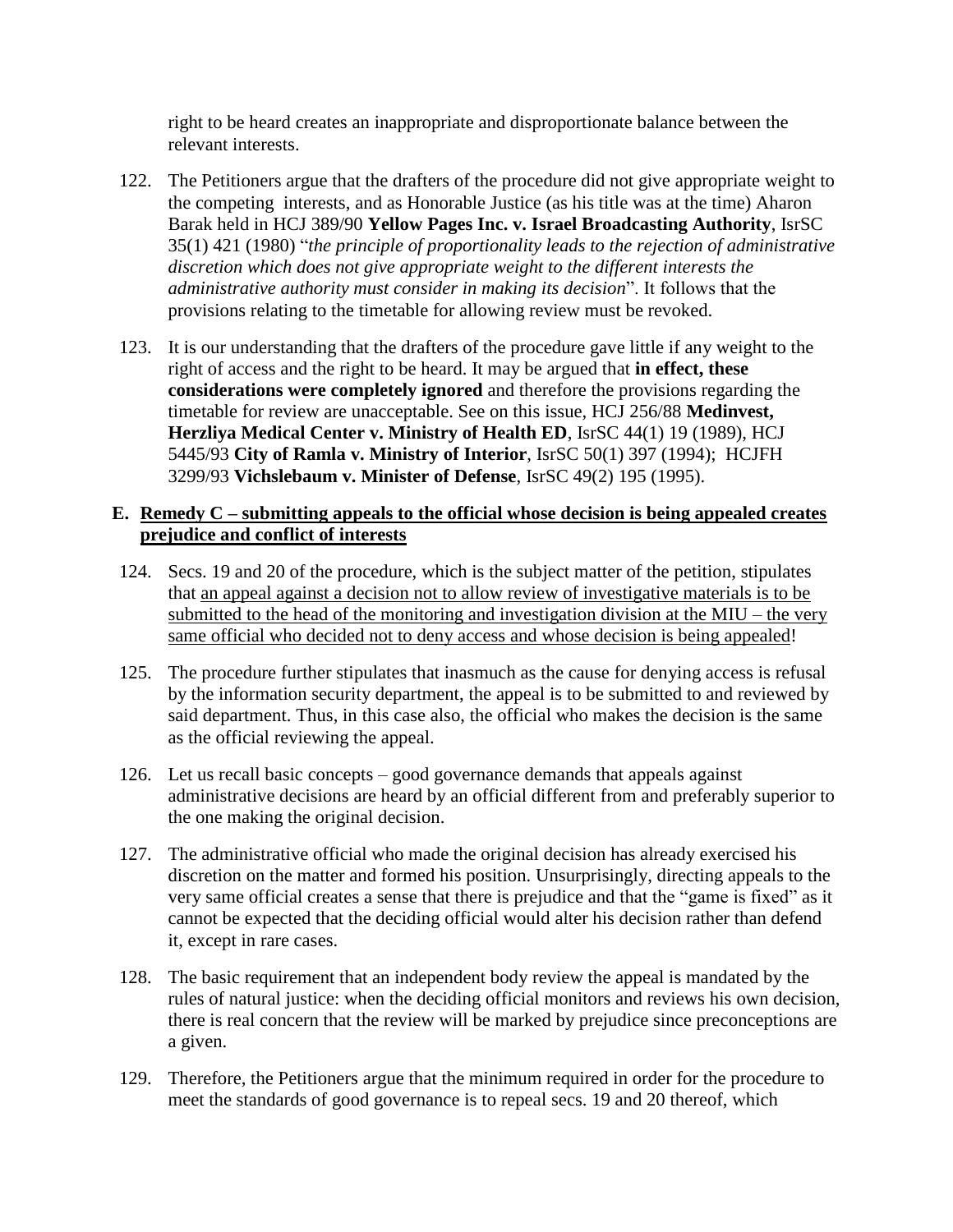right to be heard creates an inappropriate and disproportionate balance between the relevant interests.

122. The Petitioners argue that the drafters of the procedure did not give appropriate weight to the competing interests, and as Honorable Justice (as his title was at the time) Aharon Barak held in HCJ 389/90 **Yellow Pages Inc. v. Israel Broadcasting Authority**, IsrSC 35(1) 421 (1980) "*the principle of proportionality leads to the rejection of administrative discretion which does not give appropriate weight to the different interests the administrative authority must consider in making its decision*". It follows that the provisions relating to the timetable for allowing review must be revoked.

123. It is our understanding that the drafters of the procedure gave little if any weight to the right of access and the right to be heard. It may be argued that **in effect, these considerations were completely ignored** and therefore the provisions regarding the timetable for review are unacceptable. See on this issue, HCJ 256/88 **Medinvest, Herzliya Medical Center v. Ministry of Health ED**, IsrSC 44(1) 19 (1989), HCJ 5445/93 **City of Ramla v. Ministry of Interior**, IsrSC 50(1) 397 (1994); HCJFH 3299/93 **Vichslebaum v. Minister of Defense**, IsrSC 49(2) 195 (1995).

## E. Remedy C – submitting appeals to the official whose decision is being appealed creates prejudice and conflict of interests

124. Secs. 19 and 20 of the procedure, which is the subject matter of the petition, stipulates that <u>an appeal against a decision not to allow review of investigative materials is to be submitted to the head of the monitoring and investigation division at the MIU – the very same official who decided not to deny access and whose decision is being appealed</u>!

125. The procedure further stipulates that inasmuch as the cause for denying access is refusal by the information security department, the appeal is to be submitted to and reviewed by said department. Thus, in this case also, the official who makes the decision is the same as the official reviewing the appeal.

126. Let us recall basic concepts – good governance demands that appeals against administrative decisions are heard by an official different from and preferably superior to the one making the original decision.

127. The administrative official who made the original decision has already exercised his discretion on the matter and formed his position. Unsurprisingly, directing appeals to the very same official creates a sense that there is prejudice and that the "game is fixed" as it cannot be expected that the deciding official would alter his decision rather than defend it, except in rare cases.

128. The basic requirement that an independent body review the appeal is mandated by the rules of natural justice: when the deciding official monitors and reviews his own decision, there is real concern that the review will be marked by prejudice since preconceptions are a given.

129. Therefore, the Petitioners argue that the minimum required in order for the procedure to meet the standards of good governance is to repeal secs. 19 and 20 thereof, which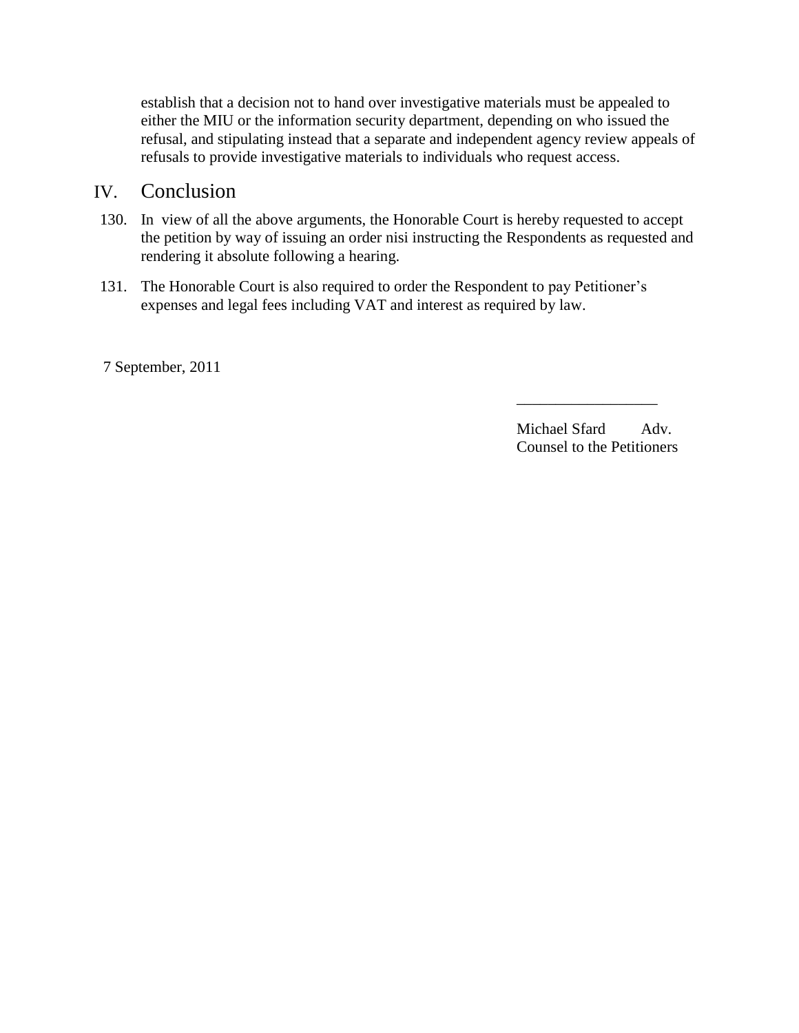establish that a decision not to hand over investigative materials must be appealed to either the MIU or the information security department, depending on who issued the refusal, and stipulating instead that a separate and independent agency review appeals of refusals to provide investigative materials to individuals who request access.

## IV. Conclusion

130. In view of all the above arguments, the Honorable Court is hereby requested to accept the petition by way of issuing an order nisi instructing the Respondents as requested and rendering it absolute following a hearing.

131. The Honorable Court is also required to order the Respondent to pay Petitioner's expenses and legal fees including VAT and interest as required by law.

7 September, 2011

__________________

Michael Sfard Adv.
Counsel to the Petitioners